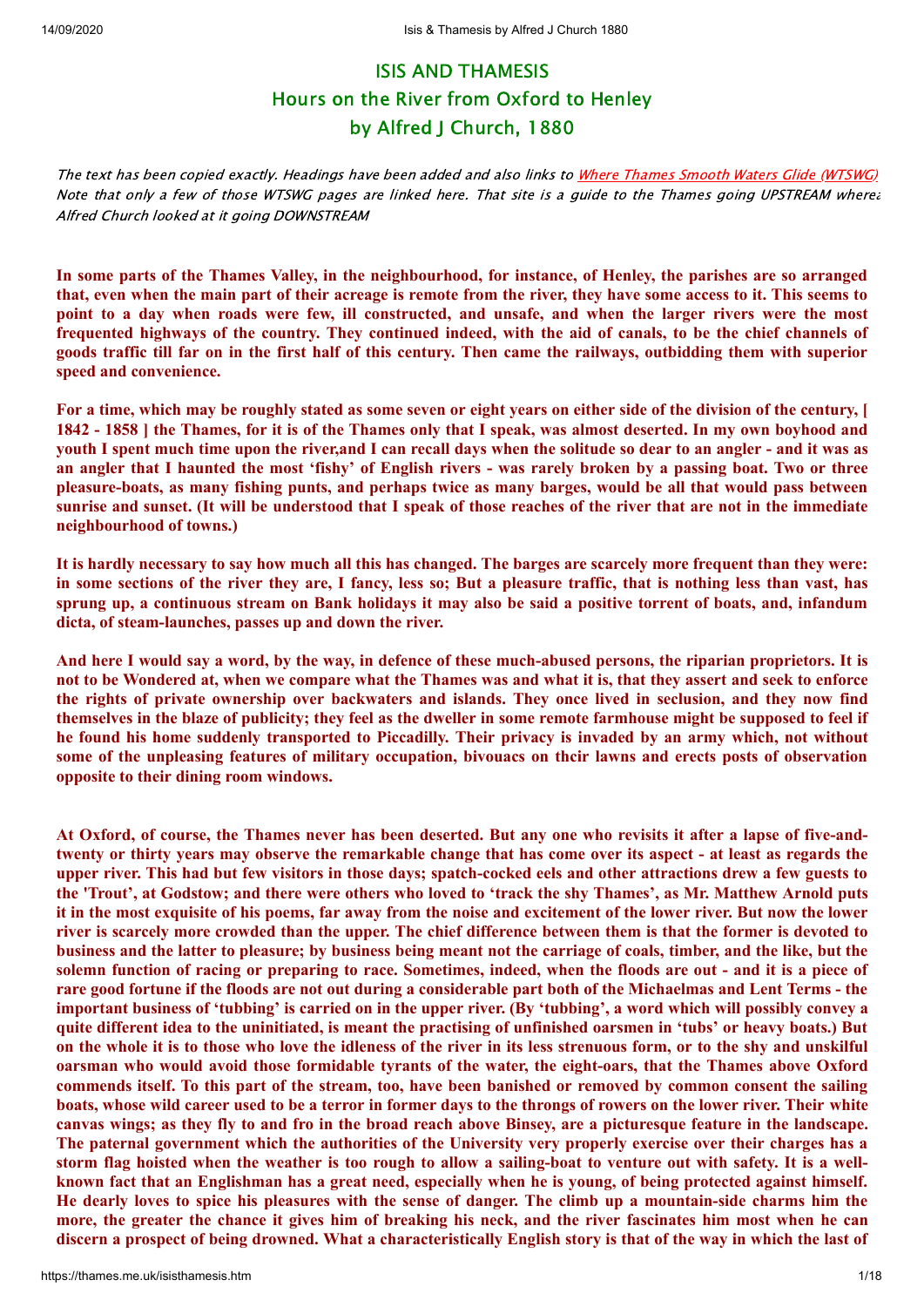# ISIS AND THAMESIS

## Hours on the River from Oxford to Henley

## by Alfred J Church, 1880

*The text has been copied exactly. Headings have been added and also links to Where Thames Smooth Waters Glide (WTSWG) Note that only a few of those WTSWG pages are linked here. That site is a guide to the Thames going UPSTREAM whereas Alfred Church looked at it going DOWNSTREAM*

**In some parts of the Thames Valley, in the neighbourhood, for instance, of Henley, the parishes are so arranged that, even when the main part of their acreage is remote from the river, they have some access to it. This seems to point to a day when roads were few, ill constructed, and unsafe, and when the larger rivers were the most frequented highways of the country. They continued indeed, with the aid of canals, to be the chief channels of goods traffic till far on in the first half of this century. Then came the railways, outbidding them with superior speed and convenience.**

**For a time, which may be roughly stated as some seven or eight years on either side of the division of the century, [ 1842 - 1858 ] the Thames, for it is of the Thames only that I speak, was almost deserted. In my own boyhood and youth I spent much time upon the river,and I can recall days when the solitude so dear to an angler - and it was as an angler that I haunted the most 'fishy' of English rivers - was rarely broken by a passing boat. Two or three pleasure-boats, as many fishing punts, and perhaps twice as many barges, would be all that would pass between sunrise and sunset. (It will be understood that I speak of those reaches of the river that are not in the immediate neighbourhood of towns.)**

**It is hardly necessary to say how much all this has changed. The barges are scarcely more frequent than they were: in some sections of the river they are, I fancy, less so; But a pleasure traffic, that is nothing less than vast, has sprung up, a continuous stream on Bank holidays it may also be said a positive torrent of boats, and, infandum dicta, of steam-launches, passes up and down the river.**

**And here I would say a word, by the way, in defence of these much-abused persons, the riparian proprietors. It is not to be Wondered at, when we compare what the Thames was and what it is, that they assert and seek to enforce the rights of private ownership over backwaters and islands. They once lived in seclusion, and they now find themselves in the blaze of publicity; they feel as the dweller in some remote farmhouse might be supposed to feel if he found his home suddenly transported to Piccadilly. Their privacy is invaded by an army which, not without some of the unpleasing features of military occupation, bivouacs on thcir lawns and erects posts of observation opposite to their dining room windows.**

**At Oxford, of course, the Thames never has been deserted. But any one who revisits it after a lapse of five-and-twenty or thirty years may observe the remarkable change that has come over its aspect - at least as regards the upper river. This had but few visitors in those days; spatch-cocked eels and other attractions drew a few guests to the 'Trout', at Godstow; and there were others who loved to 'track the shy Thames', as Mr. Matthew Arnold puts it in the most exquisite of his poems, far away from the noise and excitement of the lower river. But now the lower river is scarcely more crowded than the upper. The chief difference between them is that the former is devoted to business and the latter to pleasure; by business being meant not the carriage of coals, timber, and the like, but the solemn function of racing or preparing to race. Sometimes, indeed, when the floods are out - and it is a piece of rare good fortune if the floods are not out during a considerable part both of the Michaelmas and Lent Terms - the important business of 'tubbing' is carried on in the upper river. (By 'tubbing', a word which will possibly convey a quite different idea to the uninitiated, is meant the practising of unfinished oarsmen in 'tubs' or heavy boats.) But on the whole it is to those who love the idleness of the river in its less strenuous form, or to the shy and unskilful oarsman who would avoid those formidable tyrants of the water, the eight-oars, that the Thames above Oxford commends itself. To this part of the stream, too, have been banished or removed by common consent the sailing boats, whose wild career used to be a terror in former days to the throngs of rowers on the lower river. Their white canvas wings; as they fly to and fro in the broad reach above Binsey, are a picturesque feature in the landscape. The paternal government which the authorities of the University very properly exercise over their charges has a storm flag hoisted when the weather is too rough to allow a sailing-boat to venture out with safety. It is a well-known fact that an Englishman has a great need, especially when he is young, of being protected against himself. He dearly loves to spice his pleasures with the sense of danger. The climb up a mountain-side charms him the more, the greater the chance it gives him of breaking his neck, and the river fascinates him most when he can discern a prospect of being drowned. What a characteristically English story is that of the way in which the last of**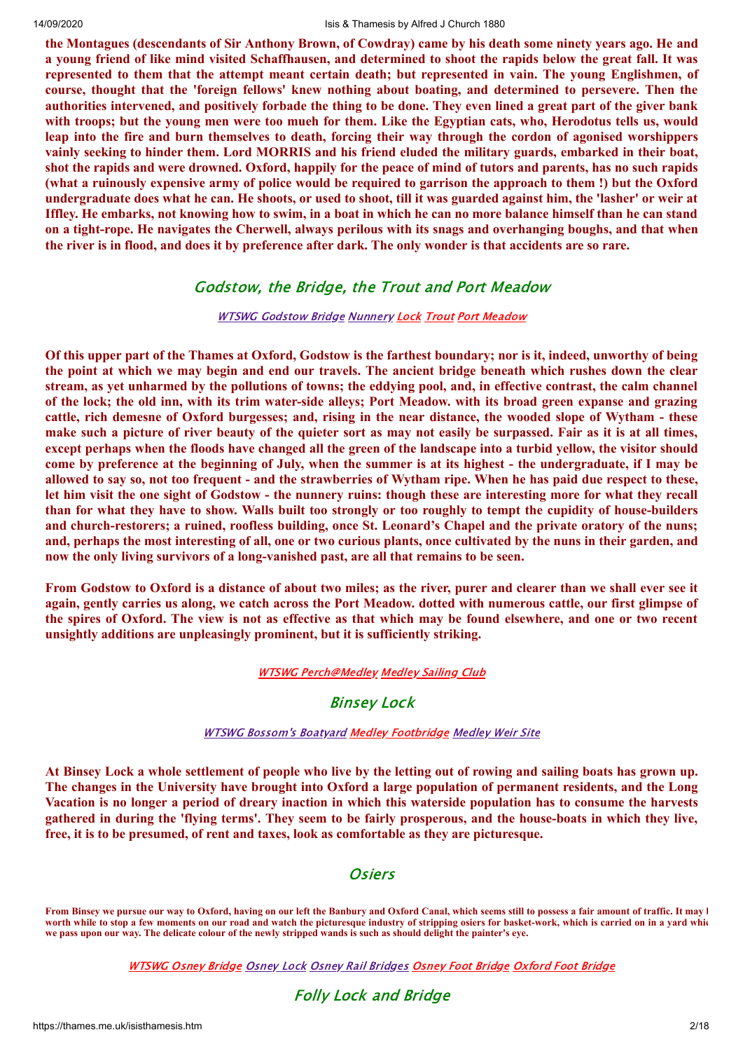**the Montagues (descendants of Sir Anthony Brown, of Cowdray) came by his death some ninety years ago. He and a young friend of like mind visited Schaffhausen, and determined to shoot the rapids below the great fall. It was represented to them that the attempt meant certain death; but represented in vain. The young Englishmen, of course, thought that the 'foreign fellows' knew nothing about boating, and determined to persevere. Then the authorities intervened, and positively forbade the thing to be done. They even lined a great part of the giver bank with troops; but the young men were too mueh for them. Like the Egyptian cats, who, Herodotus tells us, would leap into the fire and burn themselves to death, forcing their way through the cordon of agonised worshippers vainly seeking to hinder them. Lord MORRIS and his friend eluded the military guards, embarked in their boat, shot the rapids and were drowned. Oxford, happily for the peace of mind of tutors and parents, has no such rapids (what a ruinously expensive army of police would be required to garrison the approach to them !) but the Oxford undergraduate does what he can. He shoots, or used to shoot, till it was guarded against him, the 'lasher' or weir at Iffley. He embarks, not knowing how to swim, in a boat in which he can no more balance himself than he can stand on a tight-rope. He navigates the Cherwell, always perilous with its snags and overhanging boughs, and that when the river is in flood, and does it by preference after dark. The only wonder is that accidents are so rare.**

## Godstow, the Bridge, the Trout and Port Meadow

WTSWG Godstow Bridge Nunnery Lock Trout Port Meadow

**Of this upper part of the Thames at Oxford, Godstow is the farthest boundary; nor is it, indeed, unworthy of being the point at which we may begin and end our travels. The ancient bridge beneath which rushes down the clear stream, as yet unharmed by the pollutions of towns; the eddying pool, and, in effective contrast, the calm channel of the lock; the old inn, with its trim water-side alleys; Port Meadow. with its broad green expanse and grazing cattle, rich demesne of Oxford burgesses; and, rising in the near distance, the wooded slope of Wytham - these make such a picture of river beauty of the quieter sort as may not easily be surpassed. Fair as it is at all times, except perhaps when the floods have changed all the green of the landscape into a turbid yellow, the visitor should come by preference at the beginning of July, when the summer is at its highest - the undergraduate, if I may be allowed to say so, not too frequent - and the strawberries of Wytham ripe. When he has paid due respect to these, let him visit the one sight of Godstow - the nunnery ruins: though these are interesting more for what they recall than for what they have to show. Walls built too strongly or too roughly to tempt the cupidity of house-builders and church-restorers; a ruined, roofless building, once St. Leonard's Chapel and the private oratory of the nuns; and, perhaps the most interesting of all, one or two curious plants, once cultivated by the nuns in their garden, and now the only living survivors of a long-vanished past, are all that remains to be seen.**

**From Godstow to Oxford is a distance of about two miles; as the river, purer and clearer than we shall ever see it again, gently carries us along, we catch across the Port Meadow. dotted with numerous cattle, our first glimpse of the spires of Oxford. The view is not as effective as that which may be found elsewhere, and one or two recent unsightly additions are unpleasingly prominent, but it is sufficiently striking.**

WTSWG Perch@Medley Medley Sailing Club

## Binsey Lock

WTSWG Bossom's Boatyard Medley Footbridge Medley Weir Site

**At Binsey Lock a whole settlement of people who live by the letting out of rowing and sailing boats has grown up. The changes in the University have brought into Oxford a large population of permanent residents, and the Long Vacation is no longer a period of dreary inaction in which this waterside population has to consume the harvests gathered in during the 'flying terms'. They seem to be fairly prosperous, and the house-boats in which they live, free, it is to be presumed, of rent and taxes, look as comfortable as they are picturesque.**

## Osiers

**From Binsey we pursue our way to Oxford, having on our left the Banbury and Oxford Canal, which seems still to possess a fair amount of traffic. It may be worth while to stop a few moments on our road and watch the picturesque industry of stripping osiers for basket-work, which is carried on in a yard which we pass upon our way. The delicate colour of the newly stripped wands is such as should delight the painter's eye.**

WTSWG Osney Bridge Osney Lock Osney Rail Bridges Osney Foot Bridge Oxford Foot Bridge

## Folly Lock and Bridge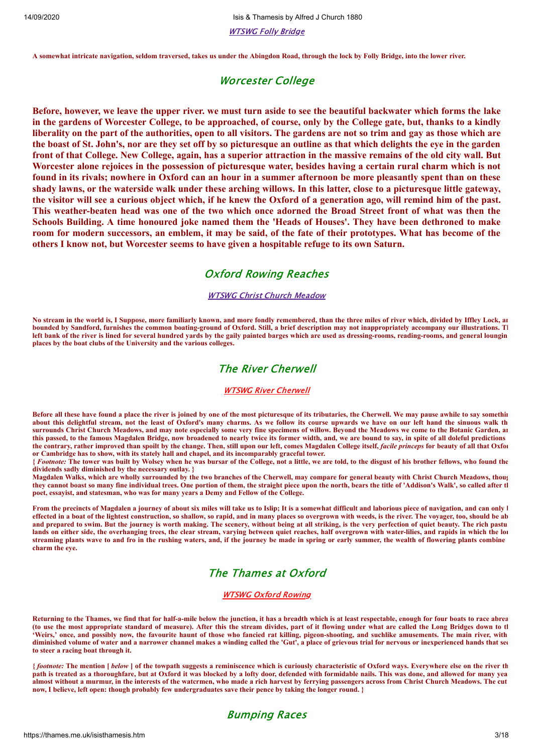[WTSWG Folly Bridge](#)

**A somewhat intricate navigation, seldom traversed, takes us under the Abingdon Road, through the lock by Folly Bridge, into the lower river.**

## Worcester College

**Before, however, we leave the upper river. we must turn aside to see the beautiful backwater which forms the lake in the gardens of Worcester College, to be approached, of course, only by the College gate, but, thanks to a kindly liberality on the part of the authorities, open to all visitors. The gardens are not so trim and gay as those which are the boast of St. John's, nor are they set off by so picturesque an outline as that which delights the eye in the garden front of that College. New College, again, has a superior attraction in the massive remains of the old city wall. But Worcester alone rejoices in the possession of picturesque water, besides having a certain rural charm which is not found in its rivals; nowhere in Oxford can an hour in a summer afternoon be more pleasantly spent than on these shady lawns, or the waterside walk under these arching willows. In this latter, close to a picturesque little gateway, the visitor will see a curious object which, if he knew the Oxford of a generation ago, will remind him of the past. This weather-beaten head was one of the two which once adorned the Broad Street front of what was then the Schools Building. A time honoured joke named them the 'Heads of Houses'. They have been dethroned to make room for modern successors, an emblem, it may be said, of the fate of their prototypes. What has become of the others I know not, but Worcester seems to have given a hospitable refuge to its own Saturn.**

## Oxford Rowing Reaches

[WTSWG Christ Church Meadow](#)

**No stream in the world is, I Suppose, more familiarly known, and more fondly remembered, than the three miles of river which, divided by Iffley Lock, ar bounded by Sandford, furnishes the common boating-ground of Oxford. Still, a brief description may not inappropriately accompany our illustrations. Tl left bank of the river is lined for several hundred yards by the gaily painted barges which are used as dressing-rooms, reading-rooms, and general loungin places by the boat clubs of the University and the various colleges.**

## The River Cherwell

[WTSWG River Cherwell](#)

**Before all these have found a place the river is joined by one of the most picturesque of its tributaries, the Cherwell. We may pause awhile to say somethin about this delightful stream, not the least of Oxford's many charms. As we follow its course upwards we have on our left hand the sinuous walk th surrounds Christ Church Meadows, and may note especially some very fine specimens of willow. Beyond the Meadows we come to the Botanic Garden, ar this passed, to the famous Magdalen Bridge, now broadened to nearly twice its former width, and, we are bound to say, in spite of all doleful predictions the contrary, rather improved than spoilt by the change. Then, still upon our left, comes Magdalen College itself, *facile princeps* for beauty of all that Oxfor or Cambridge has to show, with its stately hall and chapel, and its incomparably graceful tower.**

**{ *Footnote:* The tower was built by Wolsey when he was bursar of the College, not a little, we are told, to the disgust of his brother fellows, who found the dividends sadly diminished by the necessary outlay. }**

**Magdalen Walks, which are wholly surrounded by the two branches of the Cherwell, may compare for general beauty with Christ Church Meadows, thoug they cannot boast so many fine individual trees. One portion of them, the straight piece upon the north, bears the title of 'Addison's Walk', so called after tl poet, essayist, and statesman, who was for many years a Demy and Fellow of the College.**

**From the precincts of Magdalen a journey of about six miles will take us to Islip; It is a somewhat difficult and laborious piece of navigation, and can only l effected in a boat of the lightest construction, so shallow, so rapid, and in many places so overgrown with weeds, is the river. The voyager, too, should be ab and prepared to swim. But the journey is worth making. The scenery, without being at all striking, is the very perfection of quiet beauty. The rich pastu lands on either side, the overhanging trees, the clear stream, varying between quiet reaches, half overgrown with water-lilies, and rapids in which the lo streaming plants wave to and fro in the rushing waters, and, if the journey be made in spring or early summer, the wealth of flowering plants combine charm the eye.**

## The Thames at Oxford

[WTSWG Oxford Rowing](#)

**Returning to the Thames, we find that for half-a-mile below the junction, it has a breadth which is at least respectable, enough for four boats to race abrea (to use the most appropriate standard of measure). After this the stream divides, part of it flowing under what are called the Long Bridges down to tl 'Weirs,' once, and possibly now, the favourite haunt of those who fancied rat killing, pigeon-shooting, and suchlike amusements. The main river, with diminished volume of water and a narrower channel makes a winding called the 'Gut', a place of grievous trial for nervous or inexperienced hands that see to steer a racing boat through it.**

**{ *footnote:* The mention [ *below* ] of the towpath suggests a reminiscence which is curiously characteristic of Oxford ways. Everywhere else on the river th path is treated as a thoroughfare, but at Oxford it was blocked by a lofty door, defended with formidable nails. This was done, and allowed for many yea almost without a murmur, in the interests of the watermen, who made a rich harvest by ferrying passengers across from Christ Church Meadows. The cut now, I believe, left open: though probably few undergraduates save their pence by taking the longer round. }**

## Bumping Races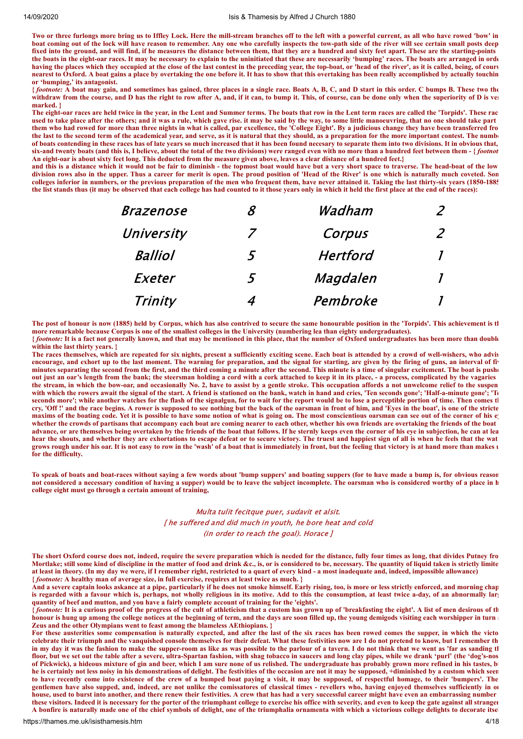**Two or three furlongs more bring us to Iffley Lock. Here the mill-stream branches off to the left with a powerful current, as all who have rowed 'bow' in boat coming out of the lock will have reason to remember. Any one who carefully inspects the tow-path side of the river will see certain small posts deep fixed into the ground, and will find, if he measures the distance between them, that they are a hundred and sixty feet apart. These are the starting-points the boats in the eight-oar races. It may be necessary to explain to the uninitiated that these are necessarily 'bumping' races. The boats are arranged in orde having the places which they occupied at the close of the last contest in the preceding year, the top-boat, or 'head of the river', as it is called, being, of cours nearest to Oxford. A boat gains a place by overtaking the one before it. It has to show that this overtaking has been really accomplished by actually touchin or 'bumping,' its antagonist.**

**{ *footnote:* A boat may gain, and sometimes has gained, three places in a single race. Boats A, B, C, and D start in this order. C bumps B. These two the withdraw from the course, and D has the right to row after A, and, if it can, to bump it. This, of course, can be done only when the superiority of D is ve marked. }**

**The eight-oar races are held twice in the year, in the Lent and Summer terms. The boats that row in the Lent term races are called the 'Torpids'. These rac used to take place after the others; and it was a rule, which gave rise. it may be said by the way, to some little manoeuvring, that no one should take part them who had rowed for more than three nights in what is called, par excellence, the 'College Eight'. By a judicious change they have been transferred fro the last to the second term of the academical year, and serve, as it is natural that they should, as a preparation for the more important contest. The numb of boats contending in these races has of late years so much increased that it has been found necessary to separate them into two divisions. It in obvious that, six-and twenty boats (and this is, I believe, about the total of the two divisions) were ranged even with no more than a hundred feet between them - { *footnot* An eight-oar is about sixty feet long. This deducted from the measure given above, leaves a clear distance of a hundred feet.}**

**and this is a distance which it would not be fair to diminish - the topmost boat would have but a very short space to traverse. The head-boat of the low division rows also in the upper. Thus a career for merit is open. The proud position of 'Head of the River' is one which is naturally much coveted. Son colleges inferior in numbers, or the previous preparation of the men who frequent them, have never attained it. Taking the last thirty-six years (1850-188 the list stands thus (it may be observed that each college has had counted to it those years only in which it held the first place at the end of the races):**

| | | | |
|---|---|---|---|
| Brazenose | 8 | Wadham | 2 |
| University | 7 | Corpus | 2 |
| Balliol | 5 | Hertford | 1 |
| Exeter | 5 | Magdalen | 1 |
| Trinity | 4 | Pembroke | 1 |

**The post of honour is now (1885) held by Corpus, which has also contrived to secure the same honourable position in the 'Torpids'. This achievement is th more remarkable because Corpus is one of the smallest colleges in the University (numbering lea than eighty undergraduates).**

**{ *footnote:* It is a fact not generally known, and that may be mentioned in this place, that the number of Oxford undergraduates has been more than doubl within the last thirty years. }**

**The races themselves, which are repeated for six nights, present a sufficiently exciting scene. Each boat is attended by a crowd of well-wishers, who advis encourage, and exhort up to the last moment. The warning for preparation, and the signal for starting, are given by the firing of guns, an interval of fi minutes separating the second from the first, and the third coming a minute after the second. This minute is a time of singular excitement. The boat is push out just an oar's length from the bank; the steersman holding a cord with a cork attached to keep it in its place, - a process, complicated by the vagaries the stream, in which the bow-oar, and occasionally No. 2, have to assist by a gentle stroke. This occupation affords a not unwelcome relief to the suspen with which the rowers await the signal of the start. A friend is stationed on the bank, watch in hand and cries, 'Ten seconds gone'; 'Half-a-minute gone'; 'T seconds more'; while another watches for the flash of the signalgun, for to wait for the report would be to lose a perceptible portion of time. Then comes t cry, 'Off !' and the race begins. A rower is supposed to see nothing but the back of the oarsman in front of him, and 'Eyes in the boat', is one of the stricte maxims of the boating code. Yet it is possible to have some notion of what is going on. The most conscientious oarsman can see out of the corner of his e whether the crowds of partisans that accompany each boat are coming nearer to each other, whether his own friends are overtaking the friends of the boat advance, or are themselves being overtaken by the friends of the boat that follows. If he sternly keeps even the corner of his eye in subjection, he can at lea hear the shouts, and whether they are exhortations to escape defeat or to secure victory. The truest and happiest sign of all is when he feels that the wat grows rough under his oar. It is not easy to row in the 'wash' of a boat that is immediately in front, but the feeling that victory is at hand more than makes u for the difficulty.**

**To speak of boats and boat-races without saying a few words about 'bump suppers' and boating suppers (for to have made a bump is, for obvious reason not considered a necessary condition of having a supper) would be to leave the subject incomplete. The oarsman who is considered worthy of a place in h college eight must go through a certain amount of training,**

*Multa tulit fecitque puer, sudavit et alsit.*
*[ he suffered and did much in youth, he bore heat and cold*
*(in order to reach the goal). Horace ]*

**The short Oxford course does not, indeed, require the severe preparation which is needed for the distance, fully four times as long, that divides Putney fro Mortlake; still some kind of discipline in the matter of food and drink &c., is, or is considered to be, necessary. The quantity of liquid taken is strictly limite at least in theory. (In my day we were, if I remember right, restricted to a quart of every kind - a most inadequate and, indeed, impossible allowance)**

**{ *footnote:* A healthy man of average size, in full exercise, requires at least twice as much. }**

**And a severe captain looks askance at a pipe, particularly if he does not smoke himself. Early rising, too, is more or less strictly enforced, and morning chap is regarded with a favour which is, perhaps, not wholly religious in its motive. Add to this the consumption, at least twice a-day, of an abnormally lar quantity of beef and mutton, and you have a fairly complete account of training for the 'eights'.**

**{ *footnote:* It is a curious proof of the progress of the cult of athleticism that a custom has grown up of 'breakfasting the eight'. A list of men desirous of th honour is hung up among the college notices at the beginning of term, and the days are soon filled up, the young demigods visiting each worshipper in turn Zeus and the other Olympians went to feast among the blameless AEthiopians. }**

**For these austerities some compensation is naturally expected, and after the last of the six races has been rowed comes the supper, in which the victo celebrate their triumph and the vanquished console themselves for their defeat. What these festivities now are I do not pretend to know, but I remember th in my day it was the fashion to make the supper-room as like as was possible to the parlour of a tavern. I do not think that we went as 'far as sanding t floor, but we set out the table after a severe, ultra-Spartan fashion, with shag tobacco in saucers and long clay pipes, while we drank 'purl' (the 'dog's-nos of Pickwick), a hideous mixture of gin and beer, which I am sure none of us relished. The undergraduate has probably grown more refined in his tastes, b he is certainly not less noisy in his demonstrations of delight. The festivities of the occasion are not it may be supposed, +diminished by a custom which seem to have recently come into existence of the crew of a bumped boat paying a visit, it may be supposed, of respectful homage, to their 'bumpers'. The gentlemen have also supped, and, indeed, are not unlike the comissatores of classical times - revellers who, having enjoyed themselves sufficiently in o house, used to burst into another, and there renew their festivities. A crew that has had a very successful career might have even an embarrassing number these visitors. Indeed it is necessary for the porter of the triumphant college to exercise his office with severity, and even to keep the gate against all strange A bonfire is naturally made one of the chief symbols of delight, one of the triumphalia ornamenta with which a victorious college delights to decorate itse**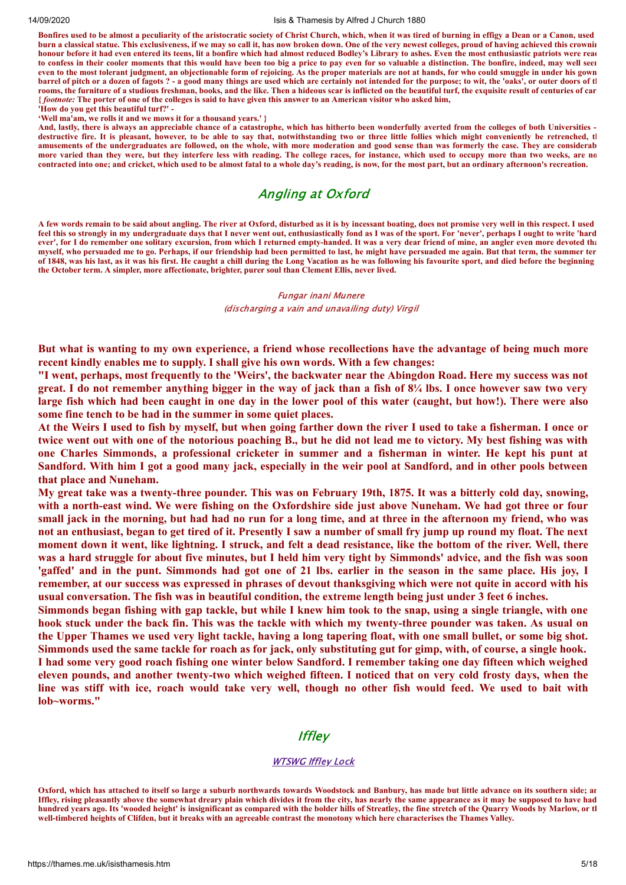**Bonfires used to be almost a peculiarity of the aristocratic society of Christ Church, which, when it was tired of burning in effigy a Dean or a Canon, used burn a classical statue. This exclusiveness, if we may so call it, has now broken down. One of the very newest colleges, proud of having achieved this crownin honour before it had even entered its teens, lit a bonfire which had almost reduced Bodley's Library to ashes. Even the most enthusiastic patriots were read to confess in their cooler moments that this would have been too big a price to pay even for so valuable a distinction. The bonfire, indeed, may well seen even to the most tolerant judgment, an objectionable form of rejoicing. As the proper materials are not at hands, for who could smuggle in under his gown barrel of pitch or a dozen of fagots ? - a good many things are used which are certainly not intended for the purpose; to wit, the 'oaks', or outer doors of th rooms, the furniture of a studious freshman, books, and the like. Then a hideous scar is inflicted on the beautiful turf, the exquisite result of centuries of car {** ***footnote:*** **The porter of one of the colleges is said to have given this answer to an American visitor who asked him,**

**'How do you get this beautiful turf?' -**

**'Well ma'am, we rolls it and we mows it for a thousand years.' }**

**And, lastly, there is always an appreciable chance of a catastrophe, which has hitherto been wonderfully averted from the colleges of both Universities - destructive fire. It is pleasant, however, to be able to say that, notwithstanding two or three little follies which might conveniently be retrenched, th amusements of the undergraduates are followed, on the whole, with more moderation and good sense than was formerly the case. They are considerab more varied than they were, but they interfere less with reading. The college races, for instance, which used to occupy more than two weeks, are no contracted into one; and cricket, which used to be almost fatal to a whole day's reading, is now, for the most part, but an ordinary afternoon's recreation.**

## Angling at Oxford

**A few words remain to be said about angling. The river at Oxford, disturbed as it is by incessant boating, does not promise very well in this respect. I used feel this so strongly in my undergraduate days that I never went out, enthusiastically fond as I was of the sport. For 'never', perhaps I ought to write 'hard ever', for I do remember one solitary excursion, from which I returned empty-handed. It was a very dear friend of mine, an angler even more devoted tha myself, who persuaded me to go. Perhaps, if our friendship had been permitted to last, he might have persuaded me again. But that term, the summer ter of 1848, was his last, as it was his first. He caught a chill during the Long Vacation as he was following his favourite sport, and died before the beginning the October term. A simpler, more affectionate, brighter, purer soul than Clement Ellis, never lived.**

*Fungar inani Munere*
*(discharging a vain and unavailing duty) Virgil*

**But what is wanting to my own experience, a friend whose recollections have the advantage of being much more recent kindly enables me to supply. I shall give his own words. With a few changes:**

**"I went, perhaps, most frequently to the 'Weirs', the backwater near the Abingdon Road. Here my success was not great. I do not remember anything bigger in the way of jack than a fish of 8¼ lbs. I once however saw two very large fish which had been caught in one day in the lower pool of this water (caught, but how!). There were also some fine tench to be had in the summer in some quiet places.**

**At the Weirs I used to fish by myself, but when going farther down the river I used to take a fisherman. I once or twice went out with one of the notorious poaching B., but he did not lead me to victory. My best fishing was with one Charles Simmonds, a professional cricketer in summer and a fisherman in winter. He kept his punt at Sandford. With him I got a good many jack, especially in the weir pool at Sandford, and in other pools between that place and Nuneham.**

**My great take was a twenty-three pounder. This was on February 19th, 1875. It was a bitterly cold day, snowing, with a north-east wind. We were fishing on the Oxfordshire side just above Nuneham. We had got three or four small jack in the morning, but had had no run for a long time, and at three in the afternoon my friend, who was not an enthusiast, began to get tired of it. Presently I saw a number of small fry jump up round my float. The next moment down it went, like lightning. I struck, and felt a dead resistance, like the bottom of the river. Well, there was a hard struggle for about five minutes, but I held him very tight by Simmonds' advice, and the fish was soon 'gaffed' and in the punt. Simmonds had got one of 21 lbs. earlier in the season in the same place. His joy, I remember, at our success was expressed in phrases of devout thanksgiving which were not quite in accord with his usual conversation. The fish was in beautiful condition, the extreme length being just under 3 feet 6 inches.**

**Simmonds began fishing with gap tackle, but while I knew him took to the snap, using a single triangle, with one hook stuck under the back fin. This was the tackle with which my twenty-three pounder was taken. As usual on the Upper Thames we used very light tackle, having a long tapering float, with one small bullet, or some big shot. Simmonds used the same tackle for roach as for jack, only substituting gut for gimp, with, of course, a single hook. I had some very good roach fishing one winter below Sandford. I remember taking one day fifteen which weighed eleven pounds, and another twenty-two which weighed fifteen. I noticed that on very cold frosty days, when the line was stiff with ice, roach would take very well, though no other fish would feed. We used to bait with lob~worms."**

## Iffley

WTSWG Iffley Lock

**Oxford, which has attached to itself so large a suburb northwards towards Woodstock and Banbury, has made but little advance on its southern side; an Iffley, rising pleasantly above the somewhat dreary plain which divides it from the city, has nearly the same appearance as it may be supposed to have had hundred years ago. Its 'wooded height' is insignificant as compared with the bolder hills of Streatley, the fine stretch of the Quarry Woods by Marlow, or th well-timbered heights of Clifden, but it breaks with an agreeable contrast the monotony which here characterises the Thames Valley.**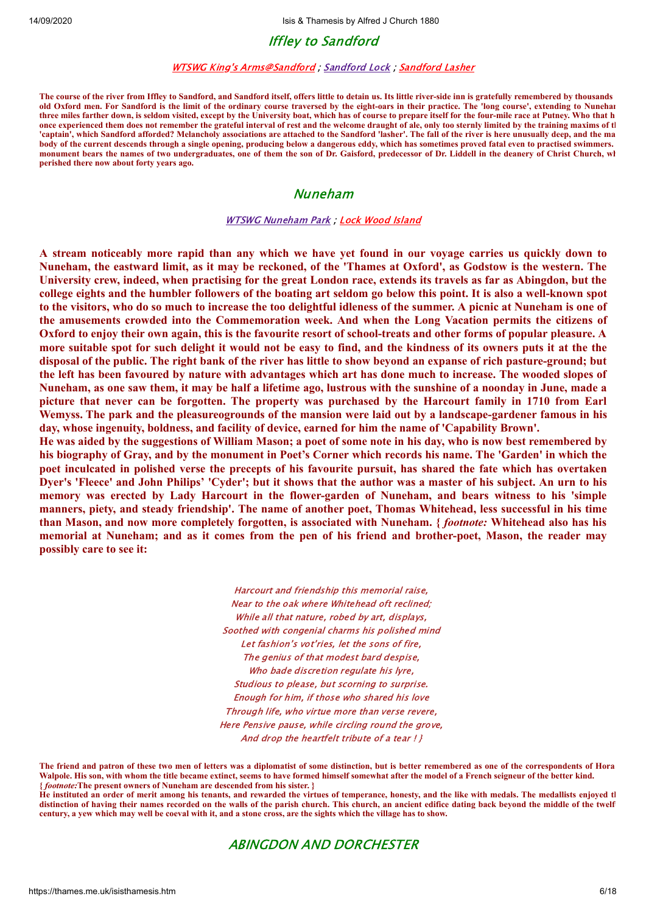## Iffley to Sandford

*WTSWG King's Arms@Sandford* ; *Sandford Lock* ; *Sandford Lasher*

**The course of the river from Iffley to Sandford, and Sandford itself, offers little to detain us. Its little river-side inn is gratefully remembered by thousands old Oxford men. For Sandford is the limit of the ordinary course traversed by the eight-oars in their practice. The 'long course', extending to Nunehar three miles farther down, is seldom visited, except by the University boat, which has of course to prepare itself for the four-mile race at Putney. Who that h once experienced them does not remember the grateful interval of rest and the welcome draught of ale, only too sternly limited by the training maxims of tl 'captain', which Sandford afforded? Melancholy associations are attached to the Sandford 'lasher'. The fall of the river is here unusually deep, and the ma body of the current descends through a single opening, producing below a dangerous eddy, which has sometimes proved fatal even to practised swimmers. monument bears the names of two undergraduates, one of them the son of Dr. Gaisford, predecessor of Dr. Liddell in the deanery of Christ Church, wl perished there now about forty years ago.**

## Nuneham

*WTSWG Nuneham Park* ; *Lock Wood Island*

**A stream noticeably more rapid than any which we have yet found in our voyage carries us quickly down to Nuneham, the eastward limit, as it may be reckoned, of the 'Thames at Oxford', as Godstow is the western. The University crew, indeed, when practising for the great London race, extends its travels as far as Abingdon, but the college eights and the humbler followers of the boating art seldom go below this point. It is also a well-known spot to the visitors, who do so much to increase the too delightful idleness of the summer. A picnic at Nuneham is one of the amusements crowded into the Commemoration week. And when the Long Vacation permits the citizens of Oxford to enjoy their own again, this is the favourite resort of school-treats and other forms of popular pleasure. A more suitable spot for such delight it would not be easy to find, and the kindness of its owners puts it at the the disposal of the public. The right bank of the river has little to show beyond an expanse of rich pasture-ground; but the left has been favoured by nature with advantages which art has done much to increase. The wooded slopes of Nuneham, as one saw them, it may be half a lifetime ago, lustrous with the sunshine of a noonday in June, made a picture that never can be forgotten. The property was purchased by the Harcourt family in 1710 from Earl Wemyss. The park and the pleasuregrounds of the mansion were laid out by a landscape-gardener famous in his day, whose ingenuity, boldness, and facility of device, earned for him the name of 'Capability Brown'.**

**He was aided by the suggestions of William Mason; a poet of some note in his day, who is now best remembered by his biography of Gray, and by the monument in Poet's Corner which records his name. The 'Garden' in which the poet inculcated in polished verse the precepts of his favourite pursuit, has shared the fate which has overtaken Dyer's 'Fleece' and John Philips' 'Cyder'; but it shows that the author was a master of his subject. An urn to his memory was erected by Lady Harcourt in the flower-garden of Nuneham, and bears witness to his 'simple manners, piety, and steady friendship'. The name of another poet, Thomas Whitehead, less successful in his time than Mason, and now more completely forgotten, is associated with Nuneham. { *footnote:* Whitehead also has his memorial at Nuneham; and as it comes from the pen of his friend and brother-poet, Mason, the reader may possibly care to see it:**

*Harcourt and friendship this memorial raise,*
*Near to the oak where Whitehead oft reclined;*
*While all that nature, robed by art, displays,*
*Soothed with congenial charms his polished mind*
*Let fashion's vot'ries, let the sons of fire,*
*The genius of that modest bard despise,*
*Who bade discretion regulate his lyre,*
*Studious to please, but scorning to surprise.*
*Enough for him, if those who shared his love*
*Through life, who virtue more than verse revere,*
*Here Pensive pause, while circling round the grove,*
*And drop the heartfelt tribute of a tear ! }*

**The friend and patron of these two men of letters was a diplomatist of some distinction, but is better remembered as one of the correspondents of Hora Walpole. His son, with whom the title became extinct, seems to have formed himself somewhat after the model of a French seigneur of the better kind. { *footnote:* The present owners of Nuneham are descended from his sister. }**

**He instituted an order of merit among his tenants, and rewarded the virtues of temperance, honesty, and the like with medals. The medallists enjoyed tl distinction of having their names recorded on the walls of the parish church. This church, an ancient edifice dating back beyond the middle of the twelf century, a yew which may well be coeval with it, and a stone cross, are the sights which the village has to show.**

## ABINGDON AND DORCHESTER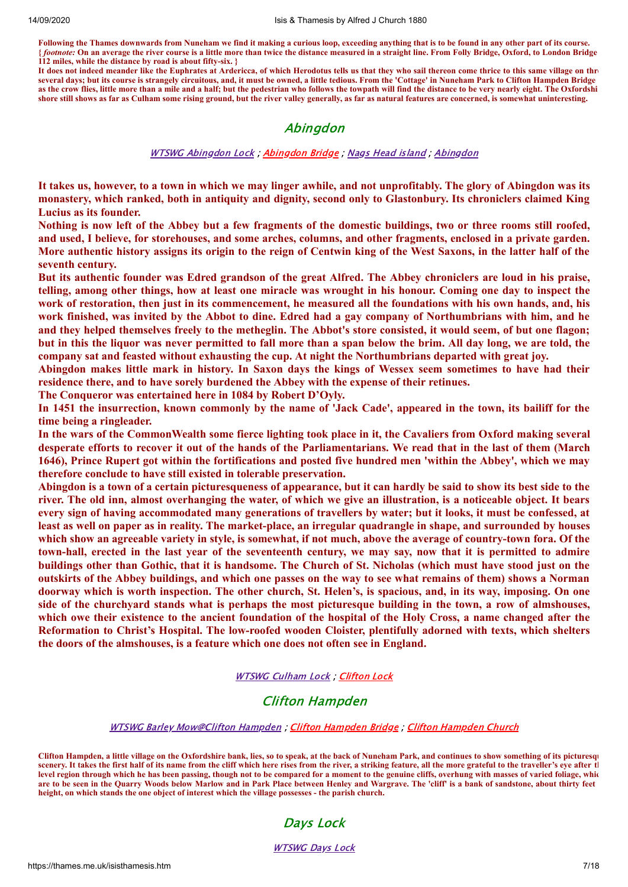**Following the Thames downwards from Nuneham we find it making a curious loop, exceeding anything that is to be found in any other part of its course. {*footnote:* On an average the river course is a little more than twice the distance measured in a straight line. From Folly Bridge, Oxford, to London Bridge 112 miles, while the distance by road is about fifty-six. }**

**It does not indeed meander like the Euphrates at Ardericca, of which Herodotus tells us that they who sail thereon come thrice to this same village on thr several days; but its course is strangely circuitous, and, it must be owned, a little tedious. From the 'Cottage' in Nuneham Park to Clifton Hampden Bridge as the crow flies, little more than a mile and a half; but the pedestrian who follows the towpath will find the distance to be very nearly eight. The Oxfordshi shore still shows as far as Culham some rising ground, but the river valley generally, as far as natural features are concerned, is somewhat uninteresting.**

## Abingdon

WTSWG Abingdon Lock ; Abingdon Bridge ; Nags Head island ; Abingdon

**It takes us, however, to a town in which we may linger awhile, and not unprofitably. The glory of Abingdon was its monastery, which ranked, both in antiquity and dignity, second only to Glastonbury. Its chroniclers claimed King Lucius as its founder.**

**Nothing is now left of the Abbey but a few fragments of the domestic buildings, two or three rooms still roofed, and used, I believe, for storehouses, and some arches, columns, and other fragments, enclosed in a private garden. More authentic history assigns its origin to the reign of Centwin king of the West Saxons, in the latter half of the seventh century.**

**But its authentic founder was Edred grandson of the great Alfred. The Abbey chroniclers are loud in his praise, telling, among other things, how at least one miracle was wrought in his honour. Coming one day to inspect the work of restoration, then just in its commencement, he measured all the foundations with his own hands, and, his work finished, was invited by the Abbot to dine. Edred had a gay company of Northumbrians with him, and he and they helped themselves freely to the metheglin. The Abbot's store consisted, it would seem, of but one flagon; but in this the liquor was never permitted to fall more than a span below the brim. All day long, we are told, the company sat and feasted without exhausting the cup. At night the Northumbrians departed with great joy.**

**Abingdon makes little mark in history. In Saxon days the kings of Wessex seem sometimes to have had their residence there, and to have sorely burdened the Abbey with the expense of their retinues.**

**The Conqueror was entertained here in 1084 by Robert D'Oyly.**

**In 1451 the insurrection, known commonly by the name of 'Jack Cade', appeared in the town, its bailiff for the time being a ringleader.**

**In the wars of the CommonWealth some fierce lighting took place in it, the Cavaliers from Oxford making several desperate efforts to recover it out of the hands of the Parliamentarians. We read that in the last of them (March 1646), Prince Rupert got within the fortifications and posted five hundred men 'within the Abbey', which we may therefore conclude to have still existed in tolerable preservation.**

**Abingdon is a town of a certain picturesqueness of appearance, but it can hardly be said to show its best side to the river. The old inn, almost overhanging the water, of which we give an illustration, is a noticeable object. It bears every sign of having accommodated many generations of travellers by water; but it looks, it must be confessed, at least as well on paper as in reality. The market-place, an irregular quadrangle in shape, and surrounded by houses which show an agreeable variety in style, is somewhat, if not much, above the average of country-town fora. Of the town-hall, erected in the last year of the seventeenth century, we may say, now that it is permitted to admire buildings other than Gothic, that it is handsome. The Church of St. Nicholas (which must have stood just on the outskirts of the Abbey buildings, and which one passes on the way to see what remains of them) shows a Norman doorway which is worth inspection. The other church, St. Helen's, is spacious, and, in its way, imposing. On one side of the churchyard stands what is perhaps the most picturesque building in the town, a row of almshouses, which owe their existence to the ancient foundation of the hospital of the Holy Cross, a name changed after the Reformation to Christ's Hospital. The low-roofed wooden Cloister, plentifully adorned with texts, which shelters the doors of the almshouses, is a feature which one does not often see in England.**

WTSWG Culham Lock ; Clifton Lock

## Clifton Hampden

WTSWG Barley Mow@Clifton Hampden ; Clifton Hampden Bridge ; Clifton Hampden Church

**Clifton Hampden, a little village on the Oxfordshire bank, lies, so to speak, at the back of Nuneham Park, and continues to show something of its picturesqu scenery. It takes the first half of its name from the cliff which here rises from the river, a striking feature, all the more grateful to the traveller's eye after tl level region through which he has been passing, though not to be compared for a moment to the genuine cliffs, overhung with masses of varied foliage, whic are to be seen in the Quarry Woods below Marlow and in Park Place between Henley and Wargrave. The 'cliff' is a bank of sandstone, about thirty feet height, on which stands the one object of interest which the village possesses - the parish church.**

## Days Lock

WTSWG Days Lock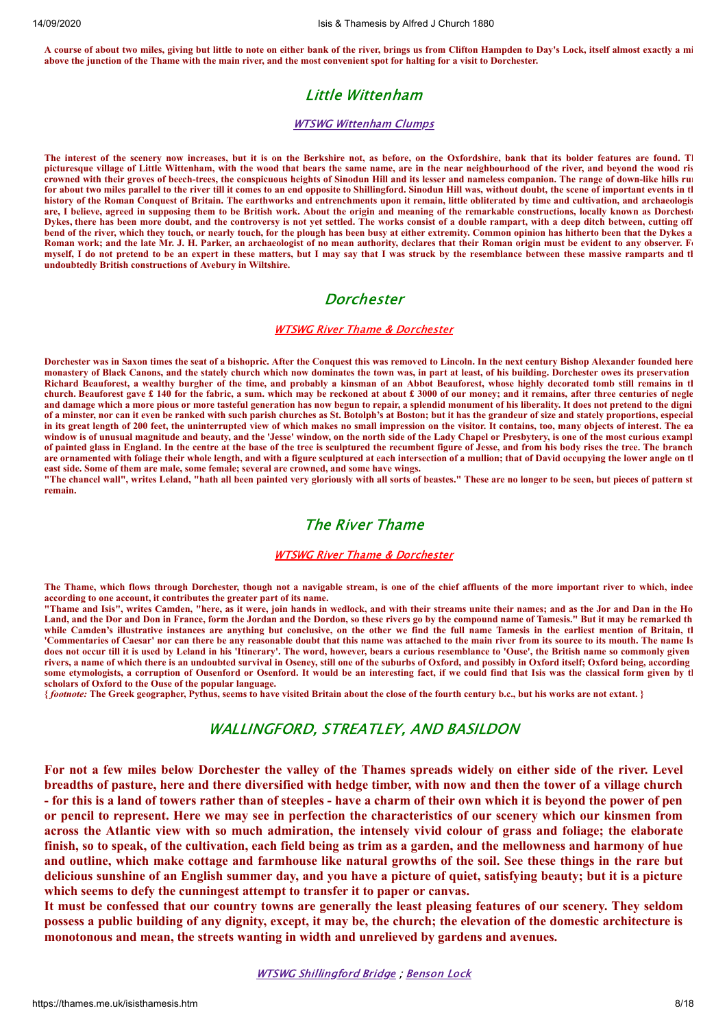**A course of about two miles, giving but little to note on either bank of the river, brings us from Clifton Hampden to Day's Lock, itself almost exactly a mi above the junction of the Thame with the main river, and the most convenient spot for halting for a visit to Dorchester.**

## Little Wittenham

WTSWG Wittenham Clumps

**The interest of the scenery now increases, but it is on the Berkshire not, as before, on the Oxfordshire, bank that its bolder features are found. Tl picturesque village of Little Wittenham, with the wood that bears the same name, are in the near neighbourhood of the river, and beyond the wood ris crowned with their groves of beech-trees, the conspicuous heights of Sinodun Hill and its lesser and nameless companion. The range of down-like hills ru for about two miles parallel to the river till it comes to an end opposite to Shillingford. Sinodun Hill was, without doubt, the scene of important events in tl history of the Roman Conquest of Britain. The earthworks and entrenchments upon it remain, little obliterated by time and cultivation, and archaeologis are, I believe, agreed in supposing them to be British work. About the origin and meaning of the remarkable constructions, locally known as Dorchest Dykes, there has been more doubt, and the controversy is not yet settled. The works consist of a double rampart, with a deep ditch between, cutting off bend of the river, which they touch, or nearly touch, for the plough has been busy at either extremity. Common opinion has hitherto been that the Dykes a Roman work; and the late Mr. J. H. Parker, an archaeologist of no mean authority, declares that their Roman origin must be evident to any observer. F myself, I do not pretend to be an expert in these matters, but I may say that I was struck by the resemblance between these massive ramparts and tl undoubtedly British constructions of Avebury in Wiltshire.**

## Dorchester

WTSWG River Thame & Dorchester

**Dorchester was in Saxon times the seat of a bishopric. After the Conquest this was removed to Lincoln. In the next century Bishop Alexander founded here monastery of Black Canons, and the stately church which now dominates the town was, in part at least, of his building. Dorchester owes its preservation Richard Beauforest, a wealthy burgher of the time, and probably a kinsman of an Abbot Beauforest, whose highly decorated tomb still remains in tl church. Beauforest gave £ 140 for the fabric, a sum. which may be reckoned at about £ 3000 of our money; and it remains, after three centuries of negle and damage which a more pious or more tasteful generation has now begun to repair, a splendid monument of his liberality. It does not pretend to the digni of a minster, nor can it even be ranked with such parish churches as St. Botolph's at Boston; but it has the grandeur of size and stately proportions, especial in its great length of 200 feet, the uninterrupted view of which makes no small impression on the visitor. It contains, too, many objects of interest. The ea window is of unusual magnitude and beauty, and the 'Jesse' window, on the north side of the Lady Chapel or Presbytery, is one of the most curious exampl of painted glass in England. In the centre at the base of the tree is sculptured the recumbent figure of Jesse, and from his body rises the tree. The branch are ornamented with foliage their whole length, and with a figure sculptured at each intersection of a mullion; that of David occupying the lower angle on tl east side. Some of them are male, some female; several are crowned, and some have wings.**

**"The chancel wall", writes Leland, "hath all been painted very gloriously with all sorts of beastes." These are no longer to be seen, but pieces of pattern st remain.**

## The River Thame

WTSWG River Thame & Dorchester

**The Thame, which flows through Dorchester, though not a navigable stream, is one of the chief affluents of the more important river to which, indee according to one account, it contributes the greater part of its name.**

**"Thame and Isis", writes Camden, "here, as it were, join hands in wedlock, and with their streams unite their names; and as the Jor and Dan in the Ho Land, and the Dor and Don in France, form the Jordan and the Dordon, so these rivers go by the compound name of Tamesis." But it may be remarked th while Camden's illustrative instances are anything but conclusive, on the other we find the full name Tamesis in the earliest mention of Britain, tl 'Commentaries of Caesar' nor can there be any reasonable doubt that this name was attached to the main river from its source to its mouth. The name Is does not occur till it is used by Leland in his 'Itinerary'. The word, however, bears a curious resemblance to 'Ouse', the British name so commonly given rivers, a name of which there is an undoubted survival in Oseney, still one of the suburbs of Oxford, and possibly in Oxford itself; Oxford being, according some etymologists, a corruption of Ousenford or Osenford. It would be an interesting fact, if we could find that Isis was the classical form given by tl scholars of Oxford to the Ouse of the popular language.**

**{ *footnote:* The Greek geographer, Pythus, seems to have visited Britain about the close of the fourth century b.c., but his works are not extant. }**

## WALLINGFORD, STREATLEY, AND BASILDON

**For not a few miles below Dorchester the valley of the Thames spreads widely on either side of the river. Level breadths of pasture, here and there diversified with hedge timber, with now and then the tower of a village church - for this is a land of towers rather than of steeples - have a charm of their own which it is beyond the power of pen or pencil to represent. Here we may see in perfection the characteristics of our scenery which our kinsmen from across the Atlantic view with so much admiration, the intensely vivid colour of grass and foliage; the elaborate finish, so to speak, of the cultivation, each field being as trim as a garden, and the mellowness and harmony of hue and outline, which make cottage and farmhouse like natural growths of the soil. See these things in the rare but delicious sunshine of an English summer day, and you have a picture of quiet, satisfying beauty; but it is a picture which seems to defy the cunningest attempt to transfer it to paper or canvas.**

**It must be confessed that our country towns are generally the least pleasing features of our scenery. They seldom possess a public building of any dignity, except, it may be, the church; the elevation of the domestic architecture is monotonous and mean, the streets wanting in width and unrelieved by gardens and avenues.**

WTSWG Shillingford Bridge ; Benson Lock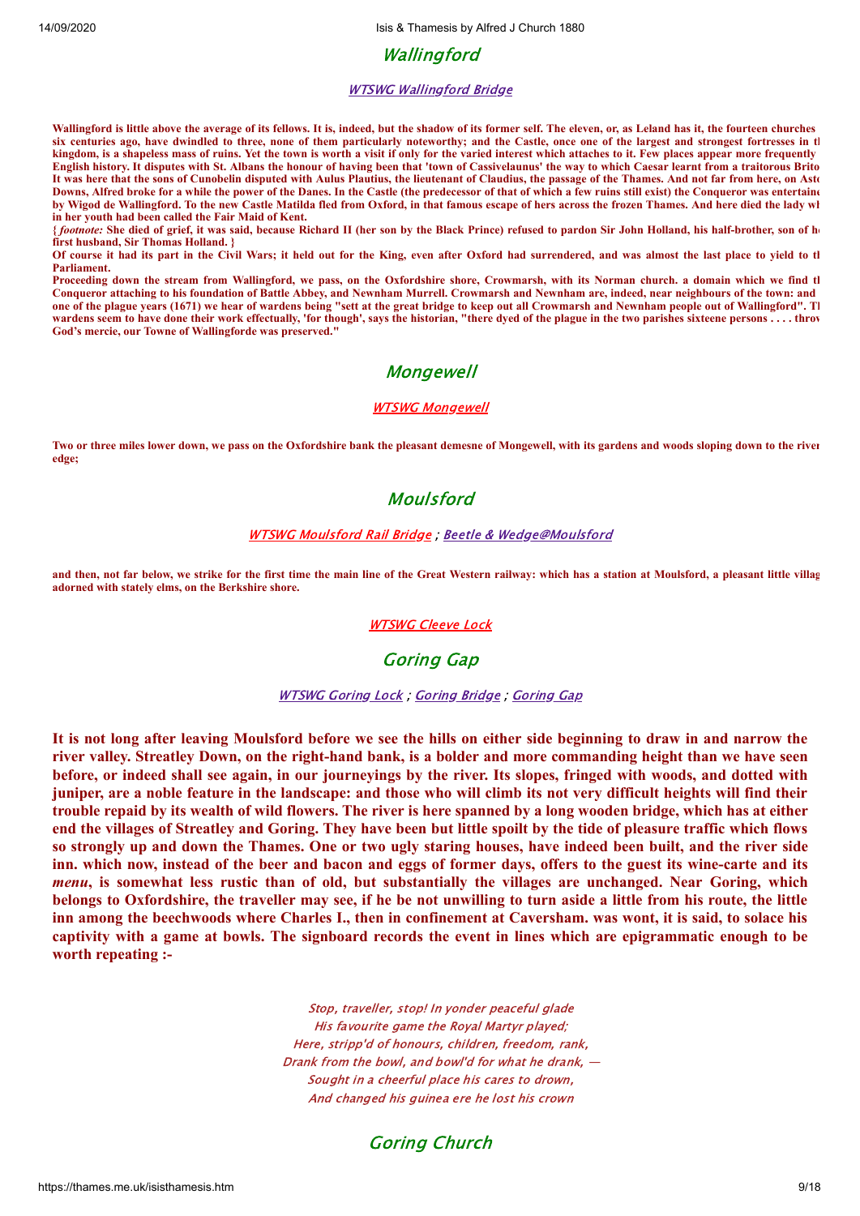## Wallingford

WTSWG Wallingford Bridge

**Wallingford is little above the average of its fellows. It is, indeed, but the shadow of its former self. The eleven, or, as Leland has it, the fourteen churches six centuries ago, have dwindled to three, none of them particularly noteworthy; and the Castle, once one of the largest and strongest fortresses in th kingdom, is a shapeless mass of ruins. Yet the town is worth a visit if only for the varied interest which attaches to it. Few places appear more frequently English history. It disputes with St. Albans the honour of having been that 'town of Cassivelaunus' the way to which Caesar learnt from a traitorous Brito It was here that the sons of Cunobelin disputed with Aulus Plautius, the lieutenant of Claudius, the passage of the Thames. And not far from here, on Asto Downs, Alfred broke for a while the power of the Danes. In the Castle (the predecessor of that of which a few ruins still exist) the Conqueror was entertaine by Wigod de Wallingford. To the new Castle Matilda fled from Oxford, in that famous escape of hers across the frozen Thames. And here died the lady wh in her youth had been called the Fair Maid of Kent.**

**{ *footnote:* She died of grief, it was said, because Richard II (her son by the Black Prince) refused to pardon Sir John Holland, his half-brother, son of he first husband, Sir Thomas Holland. }**

**Of course it had its part in the Civil Wars; it held out for the King, even after Oxford had surrendered, and was almost the last place to yield to th Parliament.**

**Proceeding down the stream from Wallingford, we pass, on the Oxfordshire shore, Crowmarsh, with its Norman church. a domain which we find th Conqueror attaching to his foundation of Battle Abbey, and Newnham Murrell. Crowmarsh and Newnham are, indeed, near neighbours of the town: and one of the plague years (1671) we hear of wardens being "sett at the great bridge to keep out all Crowmarsh and Newnham people out of Wallingford". Th wardens seem to have done their work effectually, 'for though', says the historian, "there dyed of the plague in the two parishes sixteene persons . . . . throu God's mercie, our Towne of Wallingforde was preserved."**

## Mongewell

WTSWG Mongewell

**Two or three miles lower down, we pass on the Oxfordshire bank the pleasant demesne of Mongewell, with its gardens and woods sloping down to the river edge;**

## Moulsford

WTSWG Moulsford Rail Bridge ; Beetle & Wedge@Moulsford

**and then, not far below, we strike for the first time the main line of the Great Western railway: which has a station at Moulsford, a pleasant little villag adorned with stately elms, on the Berkshire shore.**

WTSWG Cleeve Lock

## Goring Gap

WTSWG Goring Lock ; Goring Bridge ; Goring Gap

**It is not long after leaving Moulsford before we see the hills on either side beginning to draw in and narrow the river valley. Streatley Down, on the right-hand bank, is a bolder and more commanding height than we have seen before, or indeed shall see again, in our journeyings by the river. Its slopes, fringed with woods, and dotted with juniper, are a noble feature in the landscape: and those who will climb its not very difficult heights will find their trouble repaid by its wealth of wild flowers. The river is here spanned by a long wooden bridge, which has at either end the villages of Streatley and Goring. They have been but little spoilt by the tide of pleasure traffic which flows so strongly up and down the Thames. One or two ugly staring houses, have indeed been built, and the river side inn. which now, instead of the beer and bacon and eggs of former days, offers to the guest its wine-carte and its *menu*, is somewhat less rustic than of old, but substantially the villages are unchanged. Near Goring, which belongs to Oxfordshire, the traveller may see, if he be not unwilling to turn aside a little from his route, the little inn among the beechwoods where Charles I., then in confinement at Caversham. was wont, it is said, to solace his captivity with a game at bowls. The signboard records the event in lines which are epigrammatic enough to be worth repeating :-**

*Stop, traveller, stop! In yonder peaceful glade*
*His favourite game the Royal Martyr played;*
*Here, stripp'd of honours, children, freedom, rank,*
*Drank from the bowl, and bowl'd for what he drank, —*
*Sought in a cheerful place his cares to drown,*
*And changed his guinea ere he lost his crown*

## Goring Church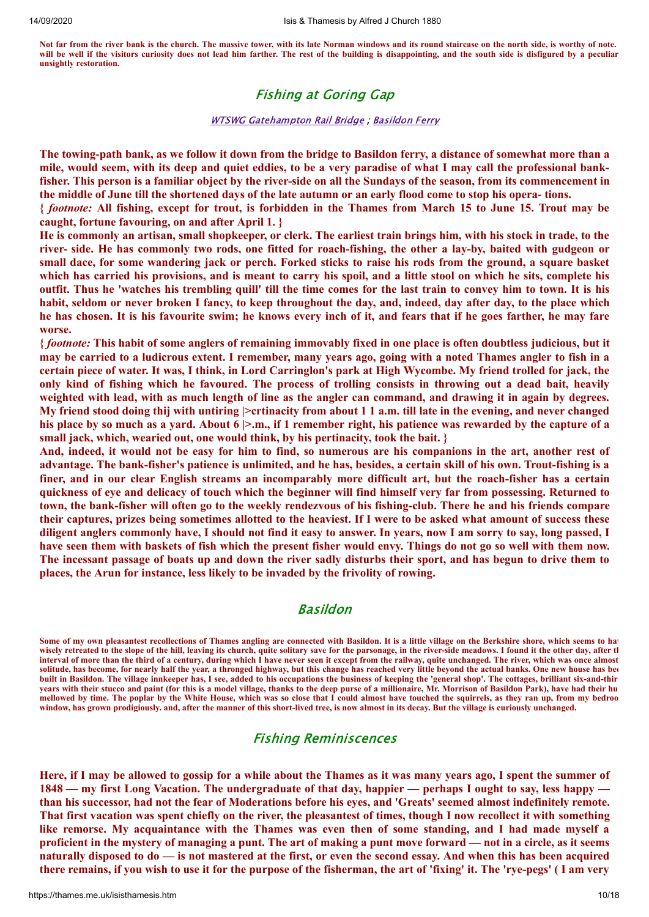**Not far from the river bank is the church. The massive tower, with its late Norman windows and its round staircase on the north side, is worthy of note. will be well if the visitors curiosity does not lead him farther. The rest of the building is disappointing, and the south side is disfigured by a peculiar unsightly restoration.**

## Fishing at Goring Gap

*WTSWG Gatehampton Rail Bridge* ; *Basildon Ferry*

**The towing-path bank, as we follow it down from the bridge to Basildon ferry, a distance of somewhat more than a mile, would seem, with its deep and quiet eddies, to be a very paradise of what I may call the professional bank-fisher. This person is a familiar object by the river-side on all the Sundays of the season, from its commencement in the middle of June till the shortened days of the late autumn or an early flood come to stop his opera- tions.**

**{ *footnote:* All fishing, except for trout, is forbidden in the Thames from March 15 to June 15. Trout may be caught, fortune favouring, on and after April 1. }**

**He is commonly an artisan, small shopkeeper, or clerk. The earliest train brings him, with his stock in trade, to the river- side. He has commonly two rods, one fitted for roach-fishing, the other a lay-by, baited with gudgeon or small dace, for some wandering jack or perch. Forked sticks to raise his rods from the ground, a square basket which has carried his provisions, and is meant to carry his spoil, and a little stool on which he sits, complete his outfit. Thus he 'watches his trembling quill' till the time comes for the last train to convey him to town. It is his habit, seldom or never broken I fancy, to keep throughout the day, and, indeed, day after day, to the place which he has chosen. It is his favourite swim; he knows every inch of it, and fears that if he goes farther, he may fare worse.**

**{ *footnote:* This habit of some anglers of remaining immovably fixed in one place is often doubtless judicious, but it may be carried to a ludicrous extent. I remember, many years ago, going with a noted Thames angler to fish in a certain piece of water. It was, I think, in Lord Carringlon's park at High Wycombe. My friend trolled for jack, the only kind of fishing which he favoured. The process of trolling consists in throwing out a dead bait, heavily weighted with lead, with as much length of line as the angler can command, and drawing it in again by degrees. My friend stood doing thij with untiring |>crtinacity from about 1 1 a.m. till late in the evening, and never changed his place by so much as a yard. About 6 |>.m., if 1 remember right, his patience was rewarded by the capture of a small jack, which, wearied out, one would think, by his pertinacity, took the bait. }**

**And, indeed, it would not be easy for him to find, so numerous are his companions in the art, another rest of advantage. The bank-fisher's patience is unlimited, and he has, besides, a certain skill of his own. Trout-fishing is a finer, and in our clear English streams an incomparably more difficult art, but the roach-fisher has a certain quickness of eye and delicacy of touch which the beginner will find himself very far from possessing. Returned to town, the bank-fisher will often go to the weekly rendezvous of his fishing-club. There he and his friends compare their captures, prizes being sometimes allotted to the heaviest. If I were to be asked what amount of success these diligent anglers commonly have, I should not find it easy to answer. In years, now I am sorry to say, long passed, I have seen them with baskets of fish which the present fisher would envy. Things do not go so well with them now. The incessant passage of boats up and down the river sadly disturbs their sport, and has begun to drive them to places, the Arun for instance, less likely to be invaded by the frivolity of rowing.**

## Basildon

**Some of my own pleasantest recollections of Thames angling are connected with Basildon. It is a little village on the Berkshire shore, which seems to hav wisely retreated to the slope of the hill, leaving its church, quite solitary save for the parsonage, in the river-side meadows. I found it the other day, after th interval of more than the third of a century, during which I have never seen it except from the railway, quite unchanged. The river, which was once almost solitude, has become, for nearly half the year, a thronged highway, but this change has reached very little beyond the actual banks. One new house has bee built in Basildon. The village innkeeper has, I see, added to his occupations the business of keeping the 'general shop'. The cottages, brilliant six-and-thir years with their stucco and paint (for this is a model village, thanks to the deep purse of a millionaire, Mr. Morrison of Basildon Park), have had their hu mellowed by time. The poplar by the White House, which was so close that I could almost have touched the squirrels, as they ran up, from my bedroo window, has grown prodigiously. and, after the manner of this short-lived tree, is now almost in its decay. But the village is curiously unchanged.**

## Fishing Reminiscences

**Here, if I may be allowed to gossip for a while about the Thames as it was many years ago, I spent the summer of 1848 — my first Long Vacation. The undergraduate of that day, happier — perhaps I ought to say, less happy — than his successor, had not the fear of Moderations before his eyes, and 'Greats' seemed almost indefinitely remote. That first vacation was spent chiefly on the river, the pleasantest of times, though I now recollect it with something like remorse. My acquaintance with the Thames was even then of some standing, and I had made myself a proficient in the mystery of managing a punt. The art of making a punt move forward — not in a circle, as it seems naturally disposed to do — is not mastered at the first, or even the second essay. And when this has been acquired there remains, if you wish to use it for the purpose of the fisherman, the art of 'fixing' it. The 'rye-pegs' ( I am very**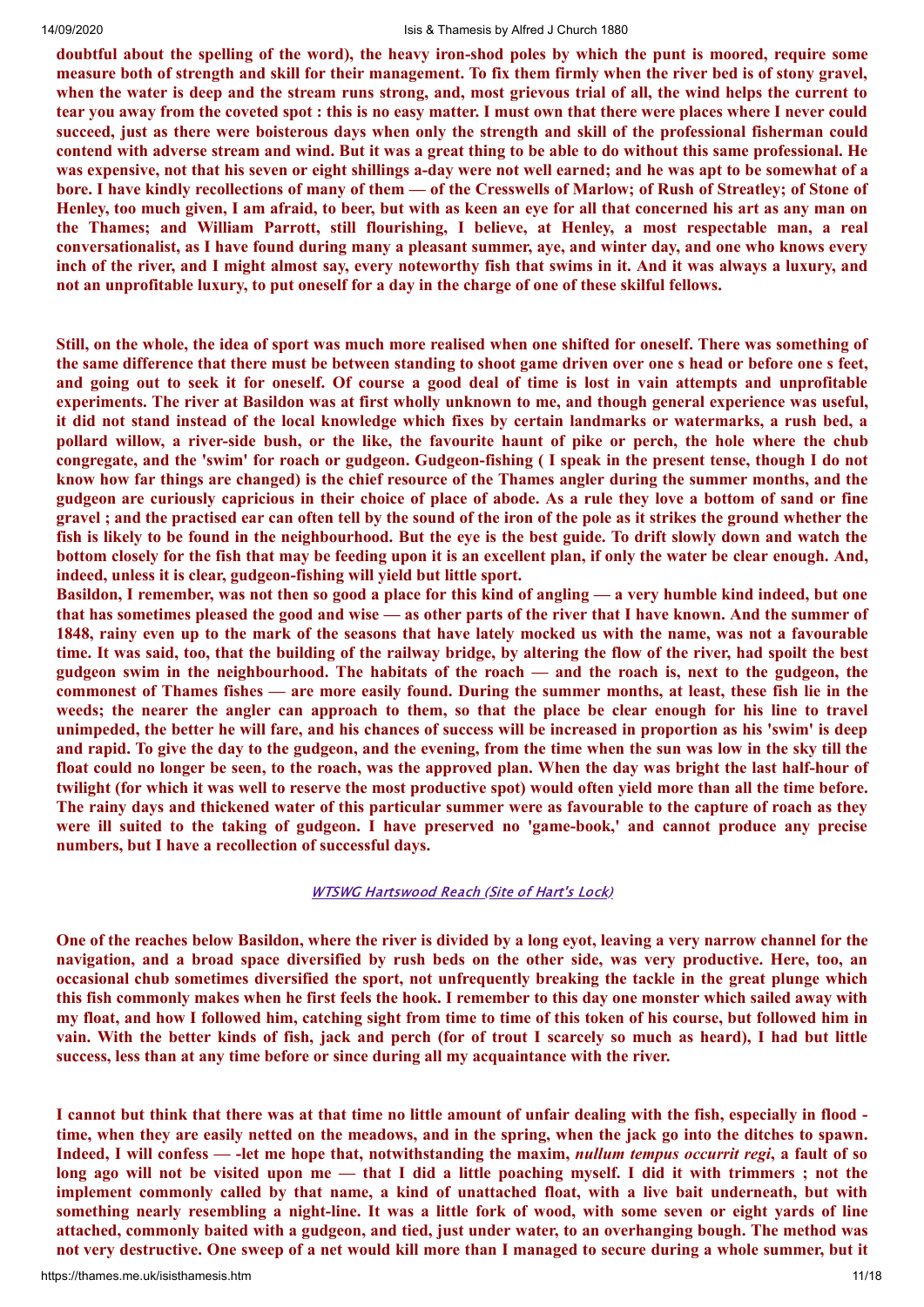**doubtful about the spelling of the word), the heavy iron-shod poles by which the punt is moored, require some measure both of strength and skill for their management. To fix them firmly when the river bed is of stony gravel, when the water is deep and the stream runs strong, and, most grievous trial of all, the wind helps the current to tear you away from the coveted spot : this is no easy matter. I must own that there were places where I never could succeed, just as there were boisterous days when only the strength and skill of the professional fisherman could contend with adverse stream and wind. But it was a great thing to be able to do without this same professional. He was expensive, not that his seven or eight shillings a-day were not well earned; and he was apt to be somewhat of a bore. I have kindly recollections of many of them — of the Cresswells of Marlow; of Rush of Streatley; of Stone of Henley, too much given, I am afraid, to beer, but with as keen an eye for all that concerned his art as any man on the Thames; and William Parrott, still flourishing, I believe, at Henley, a most respectable man, a real conversationalist, as I have found during many a pleasant summer, aye, and winter day, and one who knows every inch of the river, and I might almost say, every noteworthy fish that swims in it. And it was always a luxury, and not an unprofitable luxury, to put oneself for a day in the charge of one of these skilful fellows.**

**Still, on the whole, the idea of sport was much more realised when one shifted for oneself. There was something of the same difference that there must be between standing to shoot game driven over one s head or before one s feet, and going out to seek it for oneself. Of course a good deal of time is lost in vain attempts and unprofitable experiments. The river at Basildon was at first wholly unknown to me, and though general experience was useful, it did not stand instead of the local knowledge which fixes by certain landmarks or watermarks, a rush bed, a pollard willow, a river-side bush, or the like, the favourite haunt of pike or perch, the hole where the chub congregate, and the 'swim' for roach or gudgeon. Gudgeon-fishing ( I speak in the present tense, though I do not know how far things are changed) is the chief resource of the Thames angler during the summer months, and the gudgeon are curiously capricious in their choice of place of abode. As a rule they love a bottom of sand or fine gravel ; and the practised ear can often tell by the sound of the iron of the pole as it strikes the ground whether the fish is likely to be found in the neighbourhood. But the eye is the best guide. To drift slowly down and watch the bottom closely for the fish that may be feeding upon it is an excellent plan, if only the water be clear enough. And, indeed, unless it is clear, gudgeon-fishing will yield but little sport.**

**Basildon, I remember, was not then so good a place for this kind of angling — a very humble kind indeed, but one that has sometimes pleased the good and wise — as other parts of the river that I have known. And the summer of 1848, rainy even up to the mark of the seasons that have lately mocked us with the name, was not a favourable time. It was said, too, that the building of the railway bridge, by altering the flow of the river, had spoilt the best gudgeon swim in the neighbourhood. The habitats of the roach — and the roach is, next to the gudgeon, the commonest of Thames fishes — are more easily found. During the summer months, at least, these fish lie in the weeds; the nearer the angler can approach to them, so that the place be clear enough for his line to travel unimpeded, the better he will fare, and his chances of success will be increased in proportion as his 'swim' is deep and rapid. To give the day to the gudgeon, and the evening, from the time when the sun was low in the sky till the float could no longer be seen, to the roach, was the approved plan. When the day was bright the last half-hour of twilight (for which it was well to reserve the most productive spot) would often yield more than all the time before. The rainy days and thickened water of this particular summer were as favourable to the capture of roach as they were ill suited to the taking of gudgeon. I have preserved no 'game-book,' and cannot produce any precise numbers, but I have a recollection of successful days.**

*WTSWG Hartswood Reach (Site of Hart's Lock)*

**One of the reaches below Basildon, where the river is divided by a long eyot, leaving a very narrow channel for the navigation, and a broad space diversified by rush beds on the other side, was very productive. Here, too, an occasional chub sometimes diversified the sport, not unfrequently breaking the tackle in the great plunge which this fish commonly makes when he first feels the hook. I remember to this day one monster which sailed away with my float, and how I followed him, catching sight from time to time of this token of his course, but followed him in vain. With the better kinds of fish, jack and perch (for of trout I scarcely so much as heard), I had but little success, less than at any time before or since during all my acquaintance with the river.**

**I cannot but think that there was at that time no little amount of unfair dealing with the fish, especially in flood - time, when they are easily netted on the meadows, and in the spring, when the jack go into the ditches to spawn. Indeed, I will confess — -let me hope that, notwithstanding the maxim, *nullum tempus occurrit regi*, a fault of so long ago will not be visited upon me — that I did a little poaching myself. I did it with trimmers ; not the implement commonly called by that name, a kind of unattached float, with a live bait underneath, but with something nearly resembling a night-line. It was a little fork of wood, with some seven or eight yards of line attached, commonly baited with a gudgeon, and tied, just under water, to an overhanging bough. The method was not very destructive. One sweep of a net would kill more than I managed to secure during a whole summer, but it**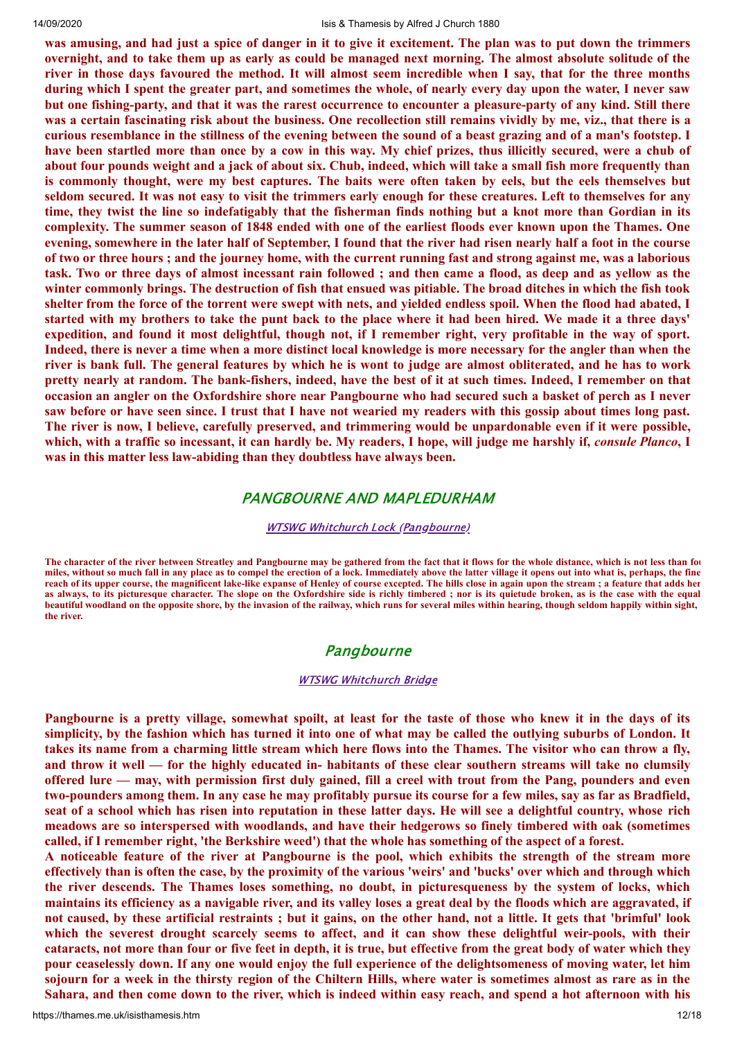**was amusing, and had just a spice of danger in it to give it excitement. The plan was to put down the trimmers overnight, and to take them up as early as could be managed next morning. The almost absolute solitude of the river in those days favoured the method. It will almost seem incredible when I say, that for the three months during which I spent the greater part, and sometimes the whole, of nearly every day upon the water, I never saw but one fishing-party, and that it was the rarest occurrence to encounter a pleasure-party of any kind. Still there was a certain fascinating risk about the business. One recollection still remains vividly by me, viz., that there is a curious resemblance in the stillness of the evening between the sound of a beast grazing and of a man's footstep. I have been startled more than once by a cow in this way. My chief prizes, thus illicitly secured, were a chub of about four pounds weight and a jack of about six. Chub, indeed, which will take a small fish more frequently than is commonly thought, were my best captures. The baits were often taken by eels, but the eels themselves but seldom secured. It was not easy to visit the trimmers early enough for these creatures. Left to themselves for any time, they twist the line so indefatigably that the fisherman finds nothing but a knot more than Gordian in its complexity. The summer season of 1848 ended with one of the earliest floods ever known upon the Thames. One evening, somewhere in the later half of September, I found that the river had risen nearly half a foot in the course of two or three hours ; and the journey home, with the current running fast and strong against me, was a laborious task. Two or three days of almost incessant rain followed ; and then came a flood, as deep and as yellow as the winter commonly brings. The destruction of fish that ensued was pitiable. The broad ditches in which the fish took shelter from the force of the torrent were swept with nets, and yielded endless spoil. When the flood had abated, I started with my brothers to take the punt back to the place where it had been hired. We made it a three days' expedition, and found it most delightful, though not, if I remember right, very profitable in the way of sport. Indeed, there is never a time when a more distinct local knowledge is more necessary for the angler than when the river is bank full. The general features by which he is wont to judge are almost obliterated, and he has to work pretty nearly at random. The bank-fishers, indeed, have the best of it at such times. Indeed, I remember on that occasion an angler on the Oxfordshire shore near Pangbourne who had secured such a basket of perch as I never saw before or have seen since. I trust that I have not wearied my readers with this gossip about times long past. The river is now, I believe, carefully preserved, and trimmering would be unpardonable even if it were possible, which, with a traffic so incessant, it can hardly be. My readers, I hope, will judge me harshly if, *consule Planco*, I was in this matter less law-abiding than they doubtless have always been.**

## PANGBOURNE AND MAPLEDURHAM

WTSWG Whitchurch Lock (Pangbourne)

**The character of the river between Streatley and Pangbourne may be gathered from the fact that it flows for the whole distance, which is not less than fou miles, without so much fall in any place as to compel the erection of a lock. Immediately above the latter village it opens out into what is, perhaps, the fine reach of its upper course, the magnificent lake-like expanse of Henley of course excepted. The hills close in again upon the stream ; a feature that adds her as always, to its picturesque character. The slope on the Oxfordshire side is richly timbered ; nor is its quietude broken, as is the case with the equal beautiful woodland on the opposite shore, by the invasion of the railway, which runs for several miles within hearing, though seldom happily within sight, the river.**

## Pangbourne

WTSWG Whitchurch Bridge

**Pangbourne is a pretty village, somewhat spoilt, at least for the taste of those who knew it in the days of its simplicity, by the fashion which has turned it into one of what may be called the outlying suburbs of London. It takes its name from a charming little stream which here flows into the Thames. The visitor who can throw a fly, and throw it well — for the highly educated in- habitants of these clear southern streams will take no clumsily offered lure — may, with permission first duly gained, fill a creel with trout from the Pang, pounders and even two-pounders among them. In any case he may profitably pursue its course for a few miles, say as far as Bradfield, seat of a school which has risen into reputation in these latter days. He will see a delightful country, whose rich meadows are so interspersed with woodlands, and have their hedgerows so finely timbered with oak (sometimes called, if I remember right, 'the Berkshire weed') that the whole has something of the aspect of a forest.**

**A noticeable feature of the river at Pangbourne is the pool, which exhibits the strength of the stream more effectively than is often the case, by the proximity of the various 'weirs' and 'bucks' over which and through which the river descends. The Thames loses something, no doubt, in picturesqueness by the system of locks, which maintains its efficiency as a navigable river, and its valley loses a great deal by the floods which are aggravated, if not caused, by these artificial restraints ; but it gains, on the other hand, not a little. It gets that 'brimful' look which the severest drought scarcely seems to affect, and it can show these delightful weir-pools, with their cataracts, not more than four or five feet in depth, it is true, but effective from the great body of water which they pour ceaselessly down. If any one would enjoy the full experience of the delightsomeness of moving water, let him sojourn for a week in the thirsty region of the Chiltern Hills, where water is sometimes almost as rare as in the Sahara, and then come down to the river, which is indeed within easy reach, and spend a hot afternoon with his**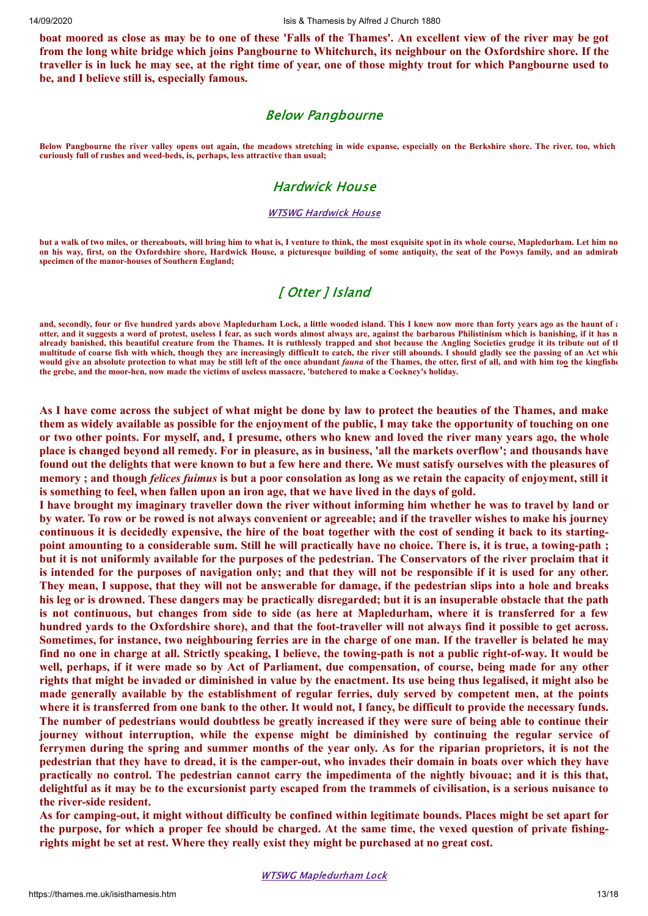**boat moored as close as may be to one of these 'Falls of the Thames'. An excellent view of the river may be got from the long white bridge which joins Pangbourne to Whitchurch, its neighbour on the Oxfordshire shore. If the traveller is in luck he may see, at the right time of year, one of those mighty trout for which Pangbourne used to be, and I believe still is, especially famous.**

## Below Pangbourne

**Below Pangbourne the river valley opens out again, the meadows stretching in wide expanse, especially on the Berkshire shore. The river, too, which curiously full of rushes and weed-beds, is, perhaps, less attractive than usual;**

## Hardwick House

WTSWG Hardwick House

**but a walk of two miles, or thereabouts, will bring him to what is, I venture to think, the most exquisite spot in its whole course, Mapledurham. Let him no on his way, first, on the Oxfordshire shore, Hardwick House, a picturesque building of some antiquity, the seat of the Powys family, and an admirab specimen of the manor-houses of Southern England;**

## [ Otter ] Island

**and, secondly, four or five hundred yards above Mapledurham Lock, a little wooded island. This I knew now more than forty years ago as the haunt of a otter, and it suggests a word of protest, useless I fear, as such words almost always are, against the barbarous Philistinism which is banishing, if it has n already banished, this beautiful creature from the Thames. It is ruthlessly trapped and shot because the Angling Societies grudge it its tribute out of th multitude of coarse fish with which, though they are increasingly difficult to catch, the river still abounds. I should gladly see the passing of an Act whic would give an absolute protection to what may be still left of the once abundant *fauna* of the Thames, the otter, first of all, and with him too the kingfishe the grebe, and the moor-hen, now made the victims of useless massacre, 'butchered to make a Cockney's holiday.**

**As I have come across the subject of what might be done by law to protect the beauties of the Thames, and make them as widely available as possible for the enjoyment of the public, I may take the opportunity of touching on one or two other points. For myself, and, I presume, others who knew and loved the river many years ago, the whole place is changed beyond all remedy. For in pleasure, as in business, 'all the markets overflow'; and thousands have found out the delights that were known to but a few here and there. We must satisfy ourselves with the pleasures of memory ; and though *felices fuimus* is but a poor consolation as long as we retain the capacity of enjoyment, still it is something to feel, when fallen upon an iron age, that we have lived in the days of gold.**

**I have brought my imaginary traveller down the river without informing him whether he was to travel by land or by water. To row or be rowed is not always convenient or agreeable; and if the traveller wishes to make his journey continuous it is decidedly expensive, the hire of the boat together with the cost of sending it back to its starting-point amounting to a considerable sum. Still he will practically have no choice. There is, it is true, a towing-path ; but it is not uniformly available for the purposes of the pedestrian. The Conservators of the river proclaim that it is intended for the purposes of navigation only; and that they will not be responsible if it is used for any other. They mean, I suppose, that they will not be answerable for damage, if the pedestrian slips into a hole and breaks his leg or is drowned. These dangers may be practically disregarded; but it is an insuperable obstacle that the path is not continuous, but changes from side to side (as here at Mapledurham, where it is transferred for a few hundred yards to the Oxfordshire shore), and that the foot-traveller will not always find it possible to get across. Sometimes, for instance, two neighbouring ferries are in the charge of one man. If the traveller is belated he may find no one in charge at all. Strictly speaking, I believe, the towing-path is not a public right-of-way. It would be well, perhaps, if it were made so by Act of Parliament, due compensation, of course, being made for any other rights that might be invaded or diminished in value by the enactment. Its use being thus legalised, it might also be made generally available by the establishment of regular ferries, duly served by competent men, at the points where it is transferred from one bank to the other. It would not, I fancy, be difficult to provide the necessary funds. The number of pedestrians would doubtless be greatly increased if they were sure of being able to continue their journey without interruption, while the expense might be diminished by continuing the regular service of ferrymen during the spring and summer months of the year only. As for the riparian proprietors, it is not the pedestrian that they have to dread, it is the camper-out, who invades their domain in boats over which they have practically no control. The pedestrian cannot carry the impedimenta of the nightly bivouac; and it is this that, delightful as it may be to the excursionist party escaped from the trammels of civilisation, is a serious nuisance to the river-side resident.**

**As for camping-out, it might without difficulty be confined within legitimate bounds. Places might be set apart for the purpose, for which a proper fee should be charged. At the same time, the vexed question of private fishing-rights might be set at rest. Where they really exist they might be purchased at no great cost.**

WTSWG Mapledurham Lock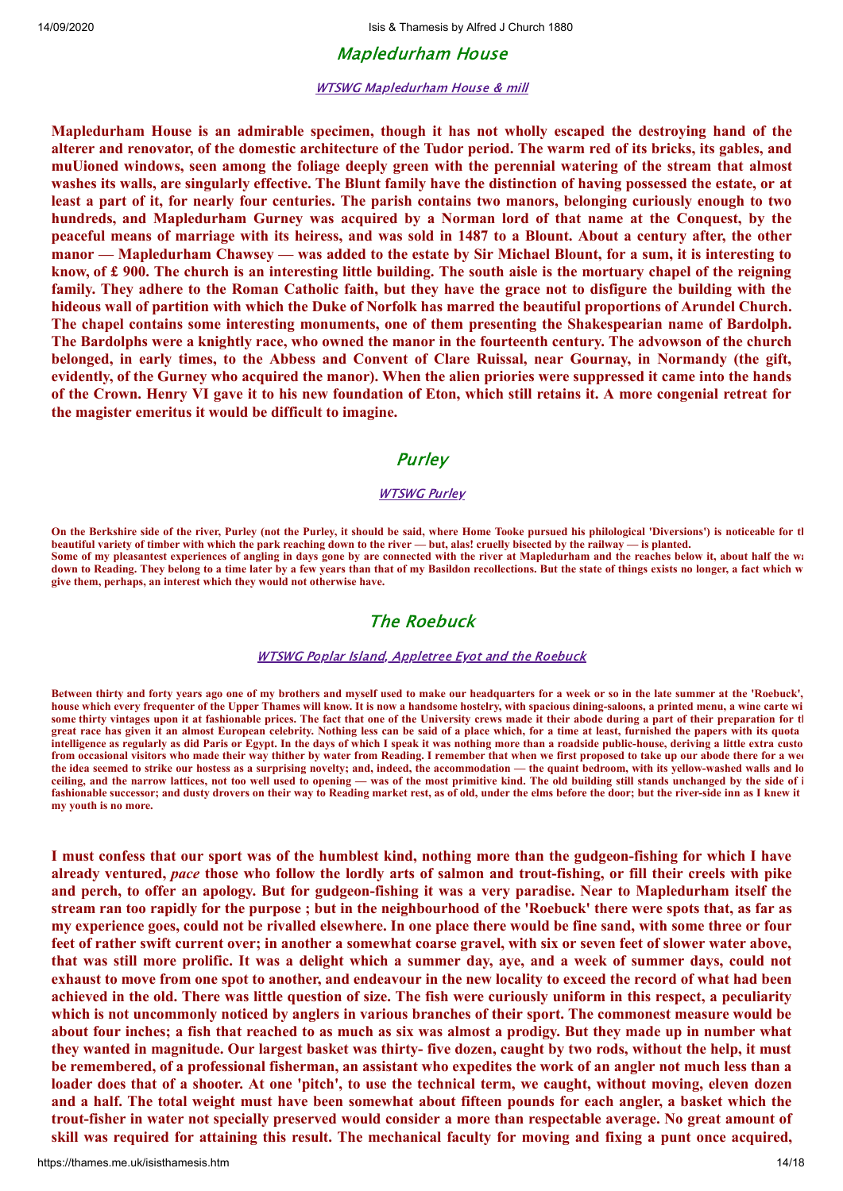## Mapledurham House

WTSWG Mapledurham House & mill

**Mapledurham House is an admirable specimen, though it has not wholly escaped the destroying hand of the alterer and renovator, of the domestic architecture of the Tudor period. The warm red of its bricks, its gables, and muUioned windows, seen among the foliage deeply green with the perennial watering of the stream that almost washes its walls, are singularly effective. The Blunt family have the distinction of having possessed the estate, or at least a part of it, for nearly four centuries. The parish contains two manors, belonging curiously enough to two hundreds, and Mapledurham Gurney was acquired by a Norman lord of that name at the Conquest, by the peaceful means of marriage with its heiress, and was sold in 1487 to a Blount. About a century after, the other manor — Mapledurham Chawsey — was added to the estate by Sir Michael Blount, for a sum, it is interesting to know, of £ 900. The church is an interesting little building. The south aisle is the mortuary chapel of the reigning family. They adhere to the Roman Catholic faith, but they have the grace not to disfigure the building with the hideous wall of partition with which the Duke of Norfolk has marred the beautiful proportions of Arundel Church. The chapel contains some interesting monuments, one of them presenting the Shakespearian name of Bardolph. The Bardolphs were a knightly race, who owned the manor in the fourteenth century. The advowson of the church belonged, in early times, to the Abbess and Convent of Clare Ruissal, near Gournay, in Normandy (the gift, evidently, of the Gurney who acquired the manor). When the alien priories were suppressed it came into the hands of the Crown. Henry VI gave it to his new foundation of Eton, which still retains it. A more congenial retreat for the magister emeritus it would be difficult to imagine.**

## Purley

WTSWG Purley

**On the Berkshire side of the river, Purley (not the Purley, it should be said, where Home Tooke pursued his philological 'Diversions') is noticeable for th beautiful variety of timber with which the park reaching down to the river — but, alas! cruelly bisected by the railway — is planted.**
**Some of my pleasantest experiences of angling in days gone by are connected with the river at Mapledurham and the reaches below it, about half the wa down to Reading. They belong to a time later by a few years than that of my Basildon recollections. But the state of things exists no longer, a fact which w give them, perhaps, an interest which they would not otherwise have.**

## The Roebuck

WTSWG Poplar Island, Appletree Eyot and the Roebuck

**Between thirty and forty years ago one of my brothers and myself used to make our headquarters for a week or so in the late summer at the 'Roebuck', house which every frequenter of the Upper Thames will know. It is now a handsome hostelry, with spacious dining-saloons, a printed menu, a wine carte wi some thirty vintages upon it at fashionable prices. The fact that one of the University crews made it their abode during a part of their preparation for th great race has given it an almost European celebrity. Nothing less can be said of a place which, for a time at least, furnished the papers with its quota intelligence as regularly as did Paris or Egypt. In the days of which I speak it was nothing more than a roadside public-house, deriving a little extra custo from occasional visitors who made their way thither by water from Reading. I remember that when we first proposed to take up our abode there for a wee the idea seemed to strike our hostess as a surprising novelty; and, indeed, the accommodation — the quaint bedroom, with its yellow-washed walls and lo ceiling, and the narrow lattices, not too well used to opening — was of the most primitive kind. The old building still stands unchanged by the side of i fashionable successor; and dusty drovers on their way to Reading market rest, as of old, under the elms before the door; but the river-side inn as I knew it my youth is no more.**

**I must confess that our sport was of the humblest kind, nothing more than the gudgeon-fishing for which I have already ventured, *pace* those who follow the lordly arts of salmon and trout-fishing, or fill their creels with pike and perch, to offer an apology. But for gudgeon-fishing it was a very paradise. Near to Mapledurham itself the stream ran too rapidly for the purpose ; but in the neighbourhood of the 'Roebuck' there were spots that, as far as my experience goes, could not be rivalled elsewhere. In one place there would be fine sand, with some three or four feet of rather swift current over; in another a somewhat coarse gravel, with six or seven feet of slower water above, that was still more prolific. It was a delight which a summer day, aye, and a week of summer days, could not exhaust to move from one spot to another, and endeavour in the new locality to exceed the record of what had been achieved in the old. There was little question of size. The fish were curiously uniform in this respect, a peculiarity which is not uncommonly noticed by anglers in various branches of their sport. The commonest measure would be about four inches; a fish that reached to as much as six was almost a prodigy. But they made up in number what they wanted in magnitude. Our largest basket was thirty- five dozen, caught by two rods, without the help, it must be remembered, of a professional fisherman, an assistant who expedites the work of an angler not much less than a loader does that of a shooter. At one 'pitch', to use the technical term, we caught, without moving, eleven dozen and a half. The total weight must have been somewhat about fifteen pounds for each angler, a basket which the trout-fisher in water not specially preserved would consider a more than respectable average. No great amount of skill was required for attaining this result. The mechanical faculty for moving and fixing a punt once acquired,**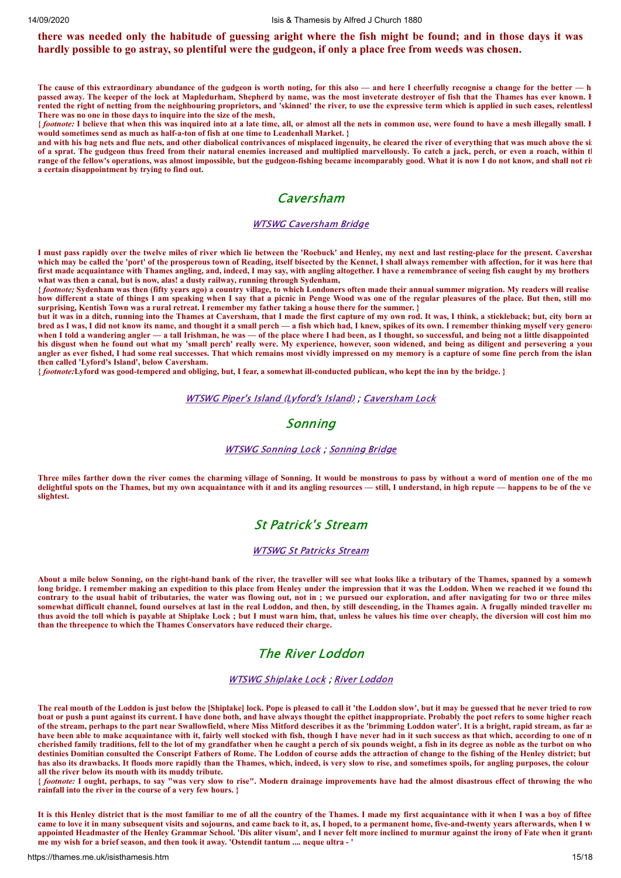**there was needed only the habitude of guessing aright where the fish might be found; and in those days it was hardly possible to go astray, so plentiful were the gudgeon, if only a place free from weeds was chosen.**

**The cause of this extraordinary abundance of the gudgeon is worth noting, for this also — and here I cheerfully recognise a change for the better — h passed away. The keeper of the lock at Mapledurham, Shepherd by name, was the most inveterate destroyer of fish that the Thames has ever known. H rented the right of netting from the neighbouring proprietors, and 'skinned' the river, to use the expressive term which is applied in such cases, relentlessl There was no one in those days to inquire into the size of the mesh,**

**{ *footnote:* I believe that when this was inquired into at a late time, all, or almost all the nets in common use, were found to have a mesh illegally small. H would sometimes send as much as half-a-ton of fish at one time to Leadenhall Market. }**

**and with his bag nets and flue nets, and other diabolical contrivances of misplaced ingenuity, he cleared the river of everything that was much above the si of a sprat. The gudgeon thus freed from their natural enemies increased and multiplied marvellously. To catch a jack, perch, or even a roach, within t range of the fellow's operations, was almost impossible, but the gudgeon-fishing became incomparably good. What it is now I do not know, and shall not ri a certain disappointment by trying to find out.**

## Caversham

[WTSWG Caversham Bridge]

**I must pass rapidly over the twelve miles of river which lie between the 'Roebuck' and Henley, my next and last resting-place for the present. Caversha which may be called the 'port' of the prosperous town of Reading, itself bisected by the Kennet, I shall always remember with affection, for it was here tha first made acquaintance with Thames angling, and, indeed, I may say, with angling altogether. I have a remembrance of seeing fish caught by my brothers what was then a canal, but is now, alas! a dusty railway, running through Sydenham,**

**{ *footnote;* Sydenham was then (fifty years ago) a country village, to which Londoners often made their annual summer migration. My readers will realise how different a state of things I am speaking when I say that a picnic in Penge Wood was one of the regular pleasures of the place. But then, still mo surprising, Kentish Town was a rural retreat. I remember my father taking a house there for the summer. }**

**but it was in a ditch, running into the Thames at Caversham, that I made the first capture of my own rod. It was, I think, a stickleback; but, city born a bred as I was, I did not know its name, and thought it a small perch — a fish which had, I knew, spikes of its own. I remember thinking myself very genero when I told a wandering angler — a tall Irishman, he was — of the place where I had been, as I thought, so successful, and being not a little disappointed his disgust when he found out what my 'small perch' really were. My experience, however, soon widened, and being as diligent and persevering a you angler as ever fished, I had some real successes. That which remains most vividly impressed on my memory is a capture of some fine perch from the islan then called 'Lyford's Island', below Caversham.**

**{ *footnote:* Lyford was good-tempered and obliging, but, I fear, a somewhat ill-conducted publican, who kept the inn by the bridge. }**

[WTSWG Piper's Island (Lyford's Island)] ; [Caversham Lock]

## Sonning

[WTSWG Sonning Lock] ; [Sonning Bridge]

**Three miles farther down the river comes the charming village of Sonning. It would be monstrous to pass by without a word of mention one of the mo delightful spots on the Thames, but my own acquaintance with it and its angling resources — still, I understand, in high repute — happens to be of the ve slightest.**

## St Patrick's Stream

[WTSWG St Patricks Stream]

**About a mile below Sonning, on the right-hand bank of the river, the traveller will see what looks like a tributary of the Thames, spanned by a somewh long bridge. I remember making an expedition to this place from Henley under the impression that it was the Loddon. When we reached it we found th contrary to the usual habit of tributaries, the water was flowing out, not in ; we pursued our exploration, and after navigating for two or three miles somewhat difficult channel, found ourselves at last in the real Loddon, and then, by still descending, in the Thames again. A frugally minded traveller m thus avoid the toll which is payable at Shiplake Lock ; but I must warn him, that, unless he values his time over cheaply, the diversion will cost him mo than the threepence to which the Thames Conservators have reduced their charge.**

## The River Loddon

[WTSWG Shiplake Lock] ; [River Loddon]

**The real mouth of the Loddon is just below the [Shiplake] lock. Pope is pleased to call it 'the Loddon slow', but it may be guessed that he never tried to ro boat or push a punt against its current. I have done both, and have always thought the epithet inappropriate. Probably the poet refers to some higher reac of the stream, perhaps to the part near Swallowfield, where Miss Mitford describes it as the 'brimming Loddon water'. It is a bright, rapid stream, as far a have been able to make acquaintance with it, fairly well stocked with fish, though I have never had in it such success as that which, according to one of m cherished family traditions, fell to the lot of my grandfather when he caught a perch of six pounds weight, a fish in its degree as noble as the turbot on wh destinies Domitian consulted the Conscript Fathers of Rome. The Loddon of course adds the attraction of change to the fishing of the Henley district; but has also its drawbacks. It floods more rapidly than the Thames, which, indeed, is very slow to rise, and sometimes spoils, for angling purposes, the colour all the river below its mouth with its muddy tribute.**

**{ *footnote:* I ought, perhaps, to say "was very slow to rise". Modern drainage improvements have had the almost disastrous effect of throwing the wh rainfall into the river in the course of a very few hours. }**

**It is this Henley district that is the most familiar to me of all the country of the Thames. I made my first acquaintance with it when I was a boy of fiftee came to love it in many subsequent visits and sojourns, and came back to it, as, I hoped, to a permanent home, five-and-twenty years afterwards, when I w appointed Headmaster of the Henley Grammar School. 'Dis aliter visum', and I never felt more inclined to murmur against the irony of Fate when it grant me my wish for a brief season, and then took it away. 'Ostendit tantum .... neque ultra - '**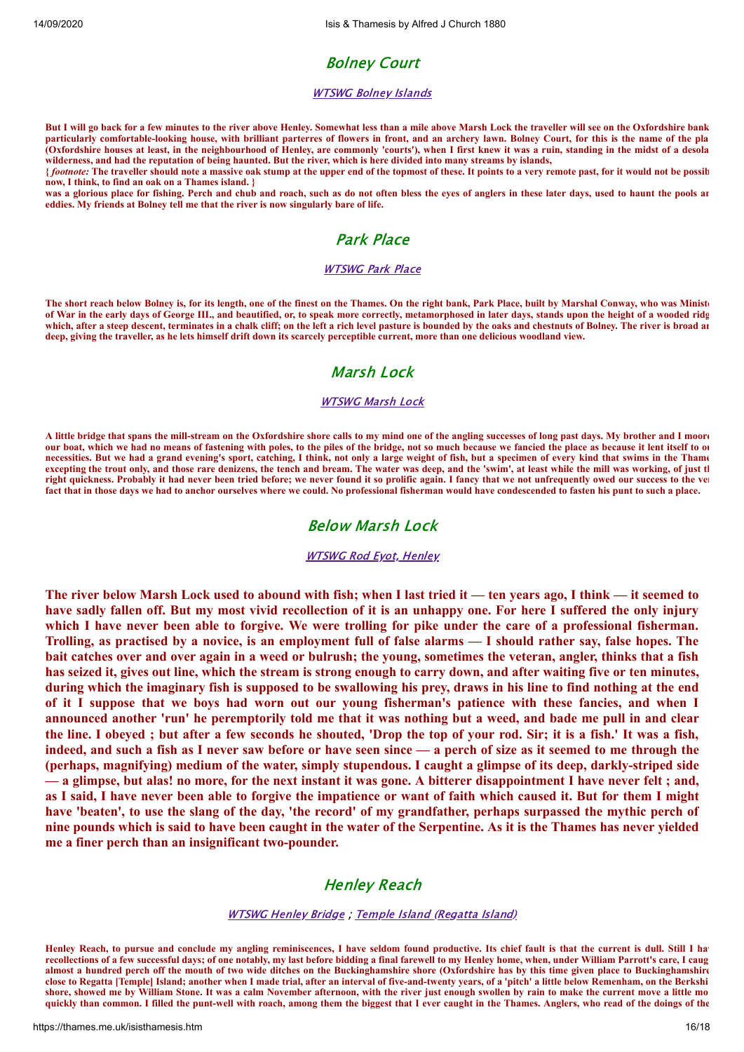## Bolney Court

WTSWG Bolney Islands

**But I will go back for a few minutes to the river above Henley. Somewhat less than a mile above Marsh Lock the traveller will see on the Oxfordshire bank particularly comfortable-looking house, with brilliant parterres of flowers in front, and an archery lawn. Bolney Court, for this is the name of the pla (Oxfordshire houses at least, in the neighbourhood of Henley, are commonly 'courts'), when I first knew it was a ruin, standing in the midst of a desola wilderness, and had the reputation of being haunted. But the river, which is here divided into many streams by islands,**

**{ *footnote:* The traveller should note a massive oak stump at the upper end of the topmost of these. It points to a very remote past, for it would not be possib now, I think, to find an oak on a Thames island. }**

**was a glorious place for fishing. Perch and chub and roach, such as do not often bless the eyes of anglers in these later days, used to haunt the pools ar eddies. My friends at Bolney tell me that the river is now singularly bare of life.**

## Park Place

WTSWG Park Place

**The short reach below Bolney is, for its length, one of the finest on the Thames. On the right bank, Park Place, built by Marshal Conway, who was Ministe of War in the early days of George III., and beautified, or, to speak more correctly, metamorphosed in later days, stands upon the height of a wooded ridg which, after a steep descent, terminates in a chalk cliff; on the left a rich level pasture is bounded by the oaks and chestnuts of Bolney. The river is broad ar deep, giving the traveller, as he lets himself drift down its scarcely perceptible current, more than one delicious woodland view.**

## Marsh Lock

WTSWG Marsh Lock

**A little bridge that spans the mill-stream on the Oxfordshire shore calls to my mind one of the angling successes of long past days. My brother and I moore our boat, which we had no means of fastening with poles, to the piles of the bridge, not so much because we fancied the place as because it lent itself to ou necessities. But we had a grand evening's sport, catching, I think, not only a large weight of fish, but a specimen of every kind that swims in the Thame excepting the trout only, and those rare denizens, the tench and bream. The water was deep, and the 'swim', at least while the mill was working, of just th right quickness. Probably it had never been tried before; we never found it so prolific again. I fancy that we not unfrequently owed our success to the ve fact that in those days we had to anchor ourselves where we could. No professional fisherman would have condescended to fasten his punt to such a place.**

## Below Marsh Lock

WTSWG Rod Eyot, Henley

**The river below Marsh Lock used to abound with fish; when I last tried it — ten years ago, I think — it seemed to have sadly fallen off. But my most vivid recollection of it is an unhappy one. For here I suffered the only injury which I have never been able to forgive. We were trolling for pike under the care of a professional fisherman. Trolling, as practised by a novice, is an employment full of false alarms — I should rather say, false hopes. The bait catches over and over again in a weed or bulrush; the young, sometimes the veteran, angler, thinks that a fish has seized it, gives out line, which the stream is strong enough to carry down, and after waiting five or ten minutes, during which the imaginary fish is supposed to be swallowing his prey, draws in his line to find nothing at the end of it I suppose that we boys had worn out our young fisherman's patience with these fancies, and when I announced another 'run' he peremptorily told me that it was nothing but a weed, and bade me pull in and clear the line. I obeyed ; but after a few seconds he shouted, 'Drop the top of your rod. Sir; it is a fish.' It was a fish, indeed, and such a fish as I never saw before or have seen since — a perch of size as it seemed to me through the (perhaps, magnifying) medium of the water, simply stupendous. I caught a glimpse of its deep, darkly-striped side — a glimpse, but alas! no more, for the next instant it was gone. A bitterer disappointment I have never felt ; and, as I said, I have never been able to forgive the impatience or want of faith which caused it. But for them I might have 'beaten', to use the slang of the day, 'the record' of my grandfather, perhaps surpassed the mythic perch of nine pounds which is said to have been caught in the water of the Serpentine. As it is the Thames has never yielded me a finer perch than an insignificant two-pounder.**

## Henley Reach

WTSWG Henley Bridge ; Temple Island (Regatta Island)

**Henley Reach, to pursue and conclude my angling reminiscences, I have seldom found productive. Its chief fault is that the current is dull. Still I ha recollections of a few successful days; of one notably, my last before bidding a final farewell to my Henley home, when, under William Parrott's care, I caug almost a hundred perch off the mouth of two wide ditches on the Buckinghamshire shore (Oxfordshire has by this time given place to Buckinghamshire close to Regatta [Temple] Island; another when I made trial, after an interval of five-and-twenty years, of a 'pitch' a little below Remenham, on the Berkshi shore, showed me by William Stone. It was a calm November afternoon, with the river just enough swollen by rain to make the current move a little mo quickly than common. I filled the punt-well with roach, among them the biggest that I ever caught in the Thames. Anglers, who read of the doings of the**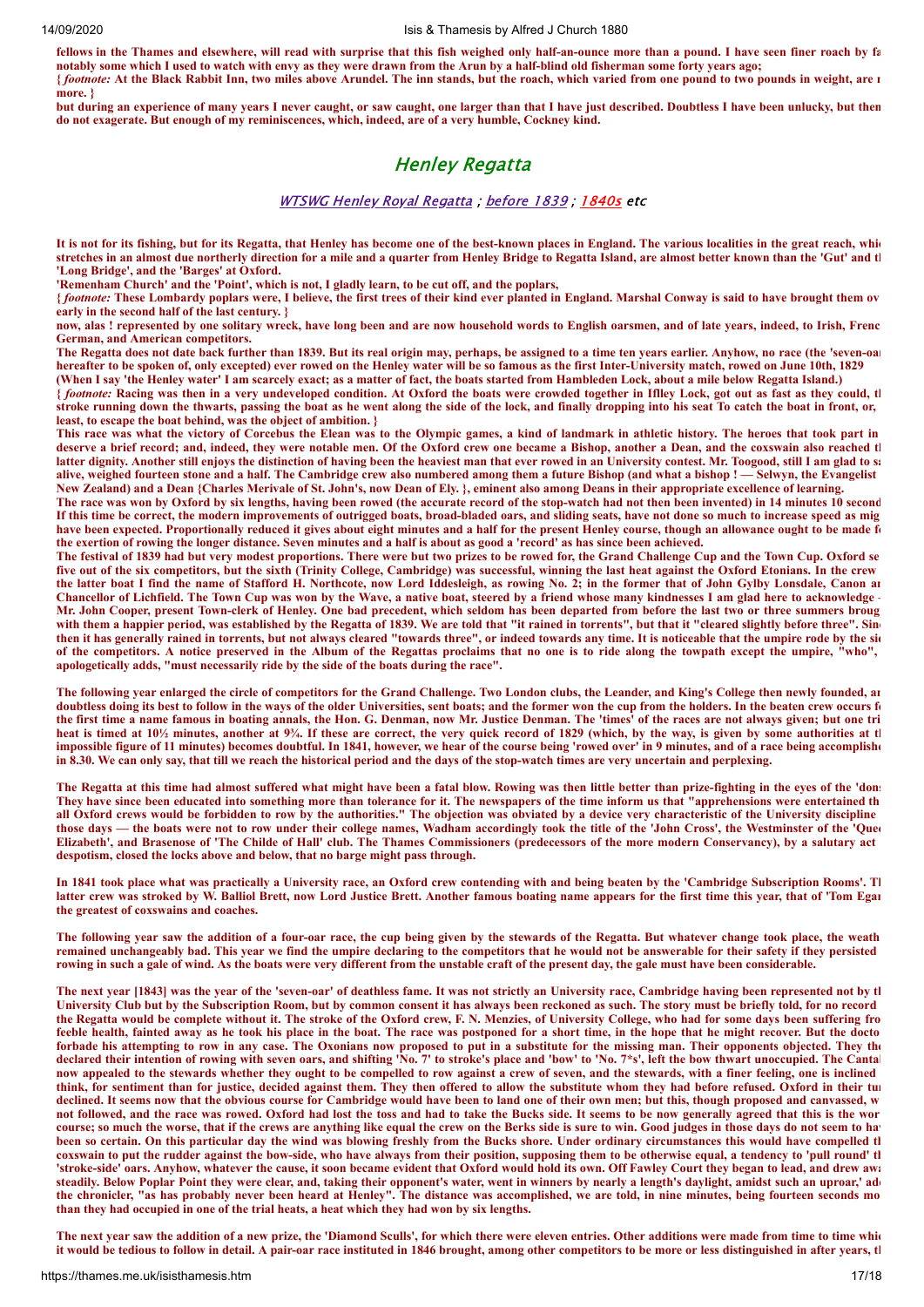fellows in the Thames and elsewhere, will read with surprise that this fish weighed only half-an-ounce more than a pound. I have seen finer roach by fa notably some which I used to watch with envy as they were drawn from the Arun by a half-blind old fisherman some forty years ago;

{ *footnote:* At the Black Rabbit Inn, two miles above Arundel. The inn stands, but the roach, which varied from one pound to two pounds in weight, are n more. }

but during an experience of many years I never caught, or saw caught, one larger than that I have just described. Doubtless I have been unlucky, but then do not exagerate. But enough of my reminiscences, which, indeed, are of a very humble, Cockney kind.

## Henley Regatta

*WTSWG Henley Royal Regatta ; before 1839 ; 1840s etc*

It is not for its fishing, but for its Regatta, that Henley has become one of the best-known places in England. The various localities in the great reach, whic stretches in an almost due northerly direction for a mile and a quarter from Henley Bridge to Regatta Island, are almost better known than the 'Gut' and th 'Long Bridge', and the 'Barges' at Oxford.

'Remenham Church' and the 'Point', which is not, I gladly learn, to be cut off, and the poplars,

{ *footnote:* These Lombardy poplars were, I believe, the first trees of their kind ever planted in England. Marshal Conway is said to have brought them ov early in the second half of the last century. }

now, alas ! represented by one solitary wreck, have long been and are now household words to English oarsmen, and of late years, indeed, to Irish, Frenc German, and American competitors.

The Regatta does not date back further than 1839. But its real origin may, perhaps, be assigned to a time ten years earlier. Anyhow, no race (the 'seven-oar hereafter to be spoken of, only excepted) ever rowed on the Henley water will be so famous as the first Inter-University match, rowed on June 10th, 1829 (When I say 'the Henley water' I am scarcely exact; as a matter of fact, the boats started from Hambleden Lock, about a mile below Regatta Island.)

{ *footnote:* Racing was then in a very undeveloped condition. At Oxford the boats were crowded together in Iffley Lock, got out as fast as they could, th stroke running down the thwarts, passing the boat as he went along the side of the lock, and finally dropping into his seat To catch the boat in front, or, least, to escape the boat behind, was the object of ambition. }

This race was what the victory of Corcebus the Elean was to the Olympic games, a kind of landmark in athletic history. The heroes that took part in deserve a brief record; and, indeed, they were notable men. Of the Oxford crew one became a Bishop, another a Dean, and the coxswain also reached th latter dignity. Another still enjoys the distinction of having been the heaviest man that ever rowed in an University contest. Mr. Toogood, still I am glad to sa alive, weighed fourteen stone and a half. The Cambridge crew also numbered among them a future Bishop (and what a bishop ! — Selwyn, the Evangelist New Zealand) and a Dean {Charles Merivale of St. John's, now Dean of Ely. }, eminent also among Deans in their appropriate excellence of learning.

The race was won by Oxford by six lengths, having been rowed (the accurate record of the stop-watch had not then been invented) in 14 minutes 10 second If this time be correct, the modern improvements of outrigged boats, broad-bladed oars, and sliding seats, have not done so much to increase speed as mig have been expected. Proportionally reduced it gives about eight minutes and a half for the present Henley course, though an allowance ought to be made fo the exertion of rowing the longer distance. Seven minutes and a half is about as good a 'record' as has since been achieved.

The festival of 1839 had but very modest proportions. There were but two prizes to be rowed for, the Grand Challenge Cup and the Town Cup. Oxford se five out of the six competitors, but the sixth (Trinity College, Cambridge) was successful, winning the last heat against the Oxford Etonians. In the crew the latter boat I find the name of Stafford H. Northcote, now Lord Iddesleigh, as rowing No. 2; in the former that of John Gylby Lonsdale, Canon an Chancellor of Lichfield. The Town Cup was won by the Wave, a native boat, steered by a friend whose many kindnesses I am glad here to acknowledge Mr. John Cooper, present Town-clerk of Henley. One bad precedent, which seldom has been departed from before the last two or three summers broug with them a happier period, was established by the Regatta of 1839. We are told that "it rained in torrents", but that it "cleared slightly before three". Sinc then it has generally rained in torrents, but not always cleared "towards three", or indeed towards any time. It is noticeable that the umpire rode by the sid of the competitors. A notice preserved in the Album of the Regattas proclaims that no one is to ride along the towpath except the umpire, "who", apologetically adds, "must necessarily ride by the side of the boats during the race".

The following year enlarged the circle of competitors for the Grand Challenge. Two London clubs, the Leander, and King's College then newly founded, an doubtless doing its best to follow in the ways of the older Universities, sent boats; and the former won the cup from the holders. In the beaten crew occurs fo the first time a name famous in boating annals, the Hon. G. Denman, now Mr. Justice Denman. The 'times' of the races are not always given; but one tri heat is timed at 10½ minutes, another at 9¾. If these are correct, the very quick record of 1829 (which, by the way, is given by some authorities at th impossible figure of 11 minutes) becomes doubtful. In 1841, however, we hear of the course being 'rowed over' in 9 minutes, and of a race being accomplishe in 8.30. We can only say, that till we reach the historical period and the days of the stop-watch times are very uncertain and perplexing.

The Regatta at this time had almost suffered what might have been a fatal blow. Rowing was then little better than prize-fighting in the eyes of the 'dons They have since been educated into something more than tolerance for it. The newspapers of the time inform us that "apprehensions were entertained tha all Oxford crews would be forbidden to row by the authorities." The objection was obviated by a device very characteristic of the University discipline those days — the boats were not to row under their college names, Wadham accordingly took the title of the 'John Cross', the Westminster of the 'Quee Elizabeth', and Brasenose of 'The Childe of Hall' club. The Thames Commissioners (predecessors of the more modern Conservancy), by a salutary act despotism, closed the locks above and below, that no barge might pass through.

In 1841 took place what was practically a University race, an Oxford crew contending with and being beaten by the 'Cambridge Subscription Rooms'. Th latter crew was stroked by W. Balliol Brett, now Lord Justice Brett. Another famous boating name appears for the first time this year, that of 'Tom Egan the greatest of coxswains and coaches.

The following year saw the addition of a four-oar race, the cup being given by the stewards of the Regatta. But whatever change took place, the weathe remained unchangeably bad. This year we find the umpire declaring to the competitors that he would not be answerable for their safety if they persisted rowing in such a gale of wind. As the boats were very different from the unstable craft of the present day, the gale must have been considerable.

The next year [1843] was the year of the 'seven-oar' of deathless fame. It was not strictly an University race, Cambridge having been represented not by th University Club but by the Subscription Room, but by common consent it has always been reckoned as such. The story must be briefly told, for no record the Regatta would be complete without it. The stroke of the Oxford crew, F. N. Menzies, of University College, who had for some days been suffering fro feeble health, fainted away as he took his place in the boat. The race was postponed for a short time, in the hope that he might recover. But the docto forbade his attempting to row in any case. The Oxonians now proposed to put in a substitute for the missing man. Their opponents objected. They the declared their intention of rowing with seven oars, and shifting 'No. 7' to stroke's place and 'bow' to 'No. 7's', left the bow thwart unoccupied. The Canta now appealed to the stewards whether they ought to be compelled to row against a crew of seven, and the stewards, with a finer feeling, one is inclined think, for sentiment than for justice, decided against them. They then offered to allow the substitute whom they had before refused. Oxford in their tur declined. It seems now that the obvious course for Cambridge would have been to land one of their own men; but this, though proposed and canvassed, w not followed, and the race was rowed. Oxford had lost the toss and had to take the Bucks side. It seems to be now generally agreed that this is the wor course; so much the worse, that if the crews are anything like equal the crew on the Berks side is sure to win. Good judges in those days do not seem to hav been so certain. On this particular day the wind was blowing freshly from the Bucks shore. Under ordinary circumstances this would have compelled th coxswain to put the rudder against the bow-side, who have always from their position, supposing them to be otherwise equal, a tendency to 'pull round' th 'stroke-side' oars. Anyhow, whatever the cause, it soon became evident that Oxford would hold its own. Off Fawley Court they began to lead, and drew awa steadily. Below Poplar Point they were clear, and, taking their opponent's water, went in winners by nearly a length's daylight, amidst such an uproar,' add the chronicler, "as has probably never been heard at Henley". The distance was accomplished, we are told, in nine minutes, being fourteen seconds mo than they had occupied in one of the trial heats, a heat which they had won by six lengths.

The next year saw the addition of a new prize, the 'Diamond Sculls', for which there were eleven entries. Other additions were made from time to time whic it would be tedious to follow in detail. A pair-oar race instituted in 1846 brought, among other competitors to be more or less distinguished in after years, th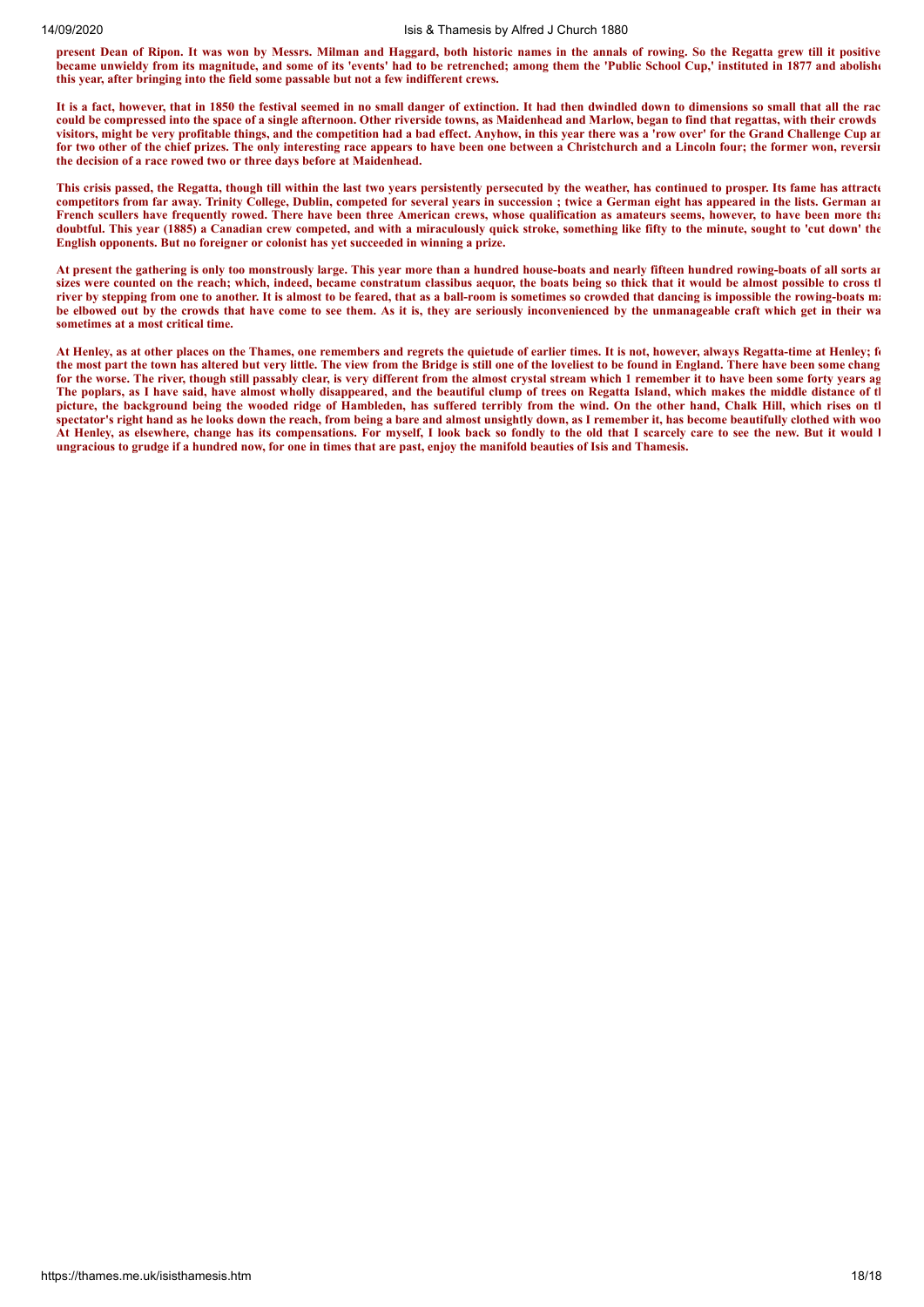**present Dean of Ripon. It was won by Messrs. Milman and Haggard, both historic names in the annals of rowing. So the Regatta grew till it positive became unwieldy from its magnitude, and some of its 'events' had to be retrenched; among them the 'Public School Cup,' instituted in 1877 and abolish this year, after bringing into the field some passable but not a few indifferent crews.**

**It is a fact, however, that in 1850 the festival seemed in no small danger of extinction. It had then dwindled down to dimensions so small that all the rac could be compressed into the space of a single afternoon. Other riverside towns, as Maidenhead and Marlow, began to find that regattas, with their crowds visitors, might be very profitable things, and the competition had a bad effect. Anyhow, in this year there was a 'row over' for the Grand Challenge Cup ar for two other of the chief prizes. The only interesting race appears to have been one between a Christchurch and a Lincoln four; the former won, reversi the decision of a race rowed two or three days before at Maidenhead.**

**This crisis passed, the Regatta, though till within the last two years persistently persecuted by the weather, has continued to prosper. Its fame has attract competitors from far away. Trinity College, Dublin, competed for several years in succession ; twice a German eight has appeared in the lists. German ar French scullers have frequently rowed. There have been three American crews, whose qualification as amateurs seems, however, to have been more tha doubtful. This year (1885) a Canadian crew competed, and with a miraculously quick stroke, something like fifty to the minute, sought to 'cut down' the English opponents. But no foreigner or colonist has yet succeeded in winning a prize.**

**At present the gathering is only too monstrously large. This year more than a hundred house-boats and nearly fifteen hundred rowing-boats of all sorts ar sizes were counted on the reach; which, indeed, became constratum classibus aequor, the boats being so thick that it would be almost possible to cross th river by stepping from one to another. It is almost to be feared, that as a ball-room is sometimes so crowded that dancing is impossible the rowing-boats ma be elbowed out by the crowds that have come to see them. As it is, they are seriously inconvenienced by the unmanageable craft which get in their wa sometimes at a most critical time.**

**At Henley, as at other places on the Thames, one remembers and regrets the quietude of earlier times. It is not, however, always Regatta-time at Henley; fo the most part the town has altered but very little. The view from the Bridge is still one of the loveliest to be found in England. There have been some chang for the worse. The river, though still passably clear, is very different from the almost crystal stream which I remember it to have been some forty years ag The poplars, as I have said, have almost wholly disappeared, and the beautiful clump of trees on Regatta Island, which makes the middle distance of th picture, the background being the wooded ridge of Hambleden, has suffered terribly from the wind. On the other hand, Chalk Hill, which rises on th spectator's right hand as he looks down the reach, from being a bare and almost unsightly down, as I remember it, has become beautifully clothed with woo At Henley, as elsewhere, change has its compensations. For myself, I look back so fondly to the old that I scarcely care to see the new. But it would b ungracious to grudge if a hundred now, for one in times that are past, enjoy the manifold beauties of Isis and Thamesis.**